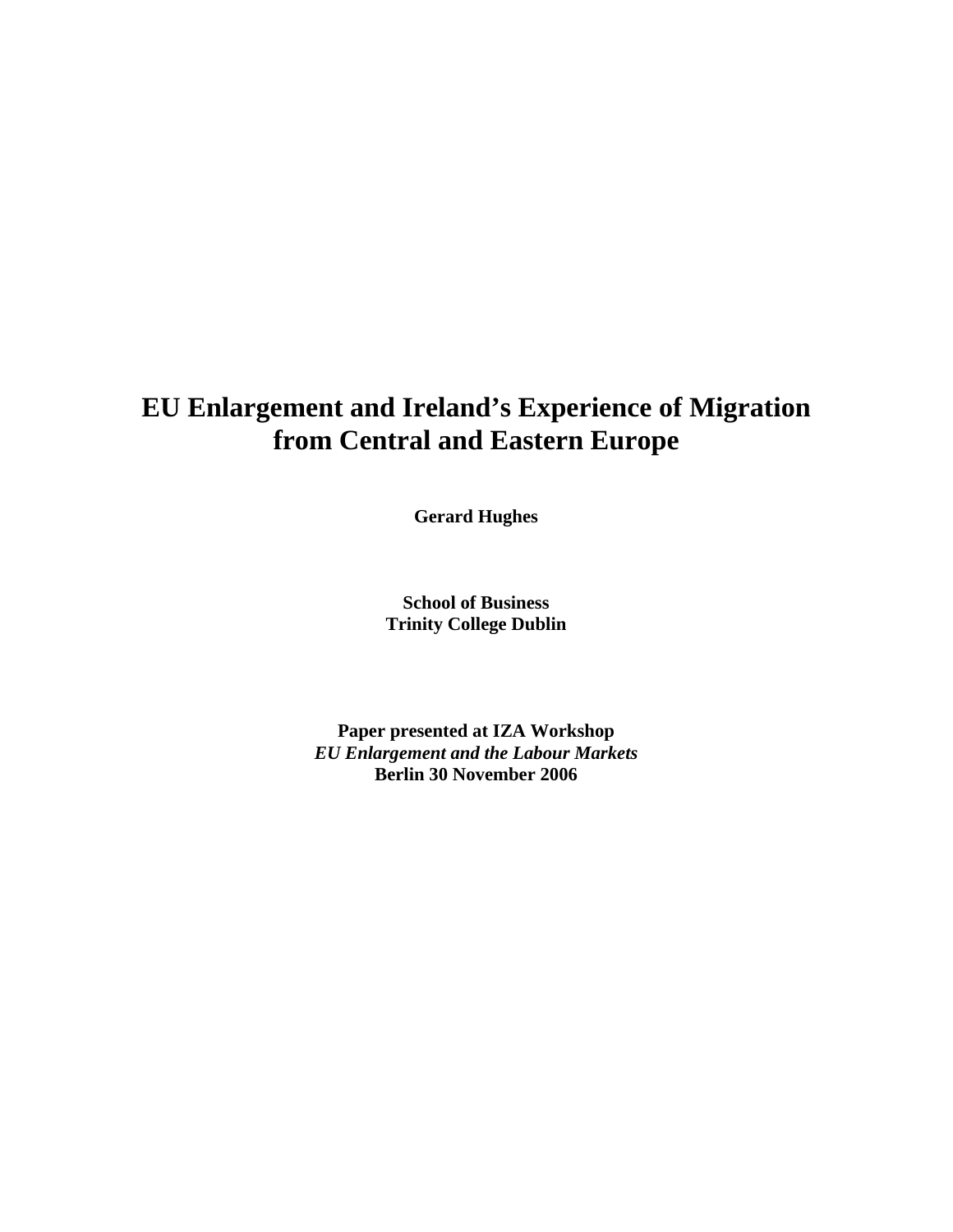# EU Enlargement and Ireland's Experience of Migration from Central and Eastern Europe

**Gerard Hughes**

**School of Business**
**Trinity College Dublin**

**Paper presented at IZA Workshop**
***EU Enlargement and the Labour Markets***
**Berlin 30 November 2006**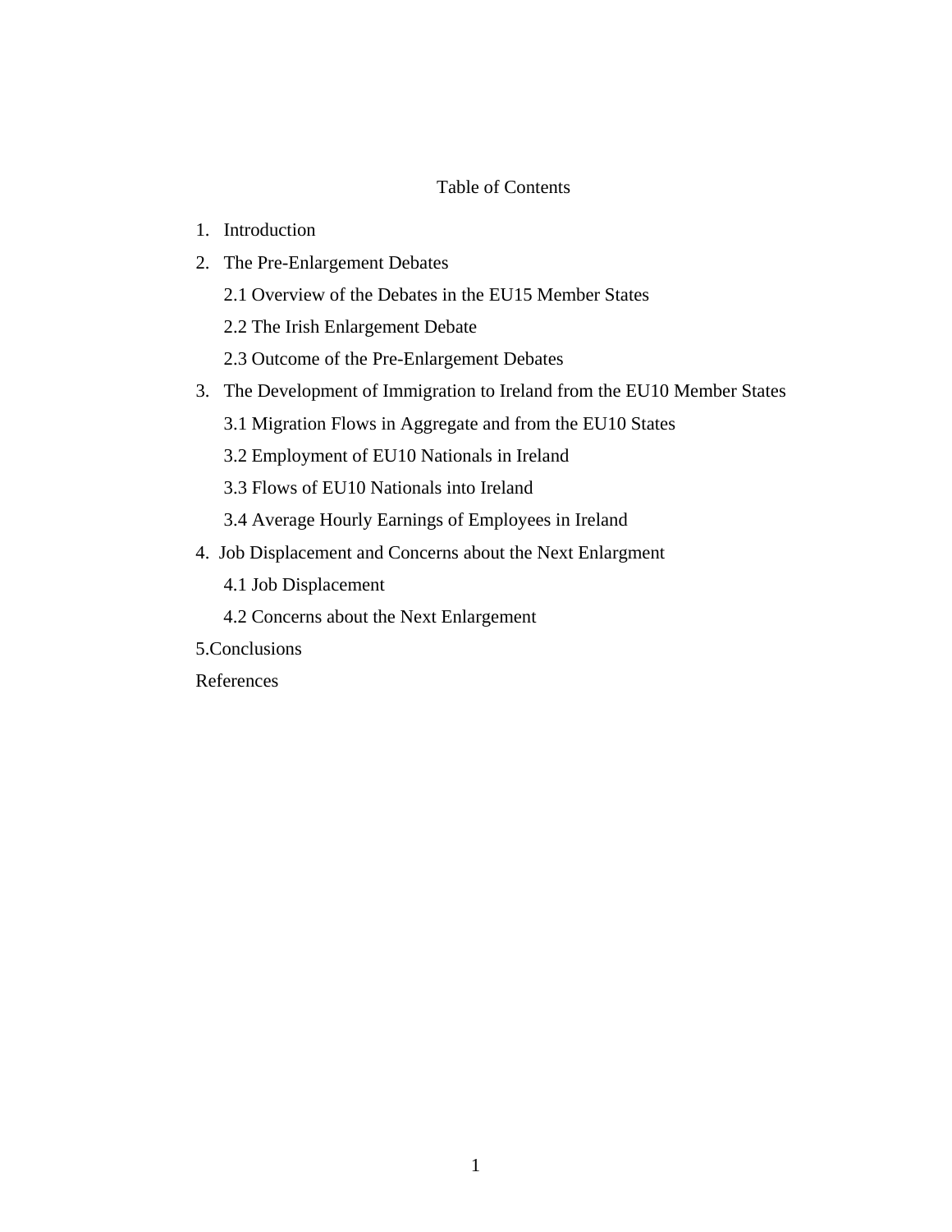# Table of Contents

1. Introduction
2. The Pre-Enlargement Debates
   - 2.1 Overview of the Debates in the EU15 Member States
   - 2.2 The Irish Enlargement Debate
   - 2.3 Outcome of the Pre-Enlargement Debates
3. The Development of Immigration to Ireland from the EU10 Member States
   - 3.1 Migration Flows in Aggregate and from the EU10 States
   - 3.2 Employment of EU10 Nationals in Ireland
   - 3.3 Flows of EU10 Nationals into Ireland
   - 3.4 Average Hourly Earnings of Employees in Ireland
4. Job Displacement and Concerns about the Next Enlargment
   - 4.1 Job Displacement
   - 4.2 Concerns about the Next Enlargement

5.Conclusions

References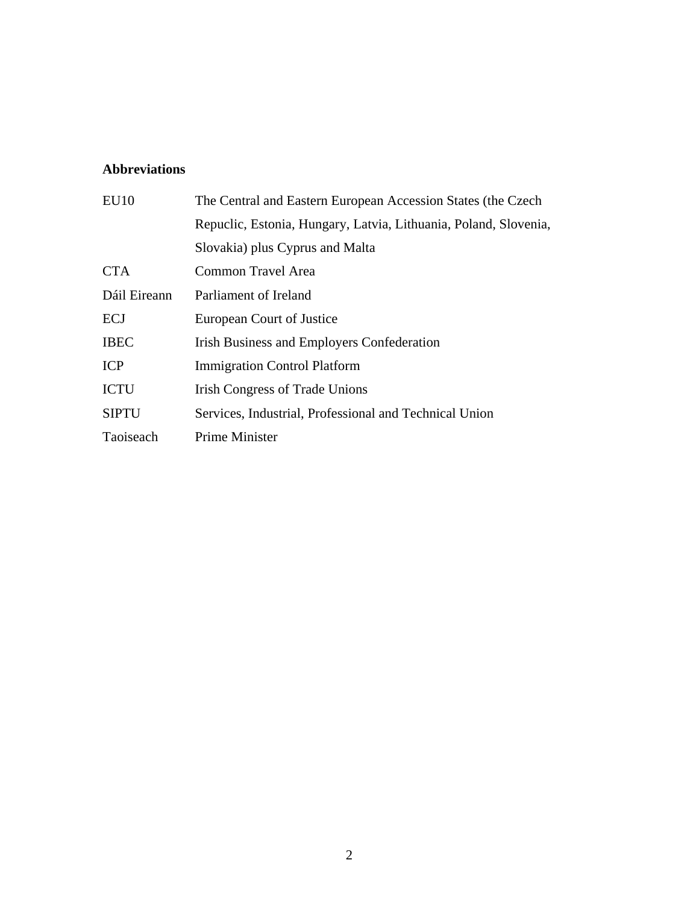## Abbreviations

| | |
|---|---|
| EU10 | The Central and Eastern European Accession States (the Czech Repuclic, Estonia, Hungary, Latvia, Lithuania, Poland, Slovenia, Slovakia) plus Cyprus and Malta |
| CTA | Common Travel Area |
| Dáil Eireann | Parliament of Ireland |
| ECJ | European Court of Justice |
| IBEC | Irish Business and Employers Confederation |
| ICP | Immigration Control Platform |
| ICTU | Irish Congress of Trade Unions |
| SIPTU | Services, Industrial, Professional and Technical Union |
| Taoiseach | Prime Minister |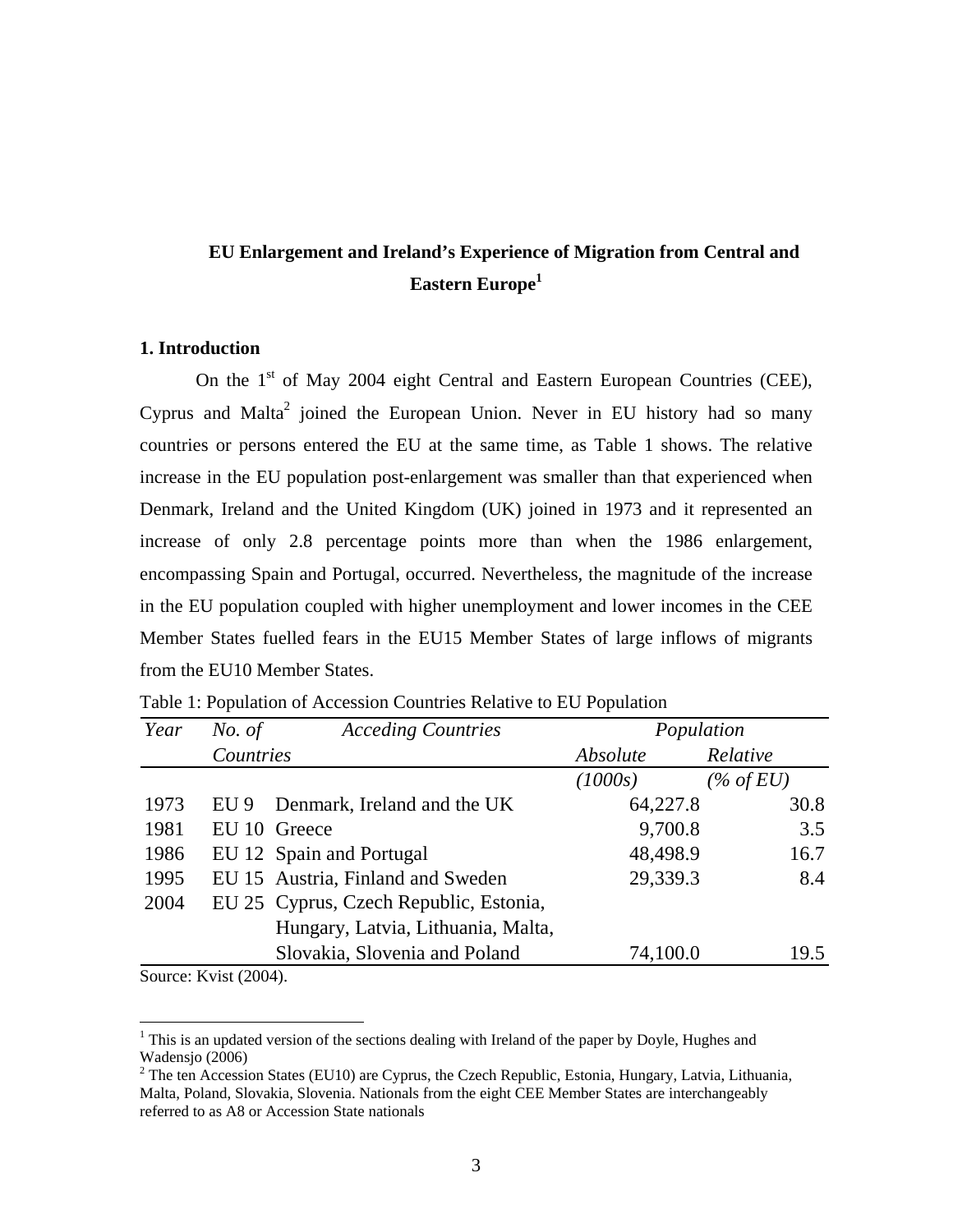# EU Enlargement and Ireland's Experience of Migration from Central and Eastern Europe[1]

## 1. Introduction

On the 1st of May 2004 eight Central and Eastern European Countries (CEE), Cyprus and Malta[2] joined the European Union. Never in EU history had so many countries or persons entered the EU at the same time, as Table 1 shows. The relative increase in the EU population post-enlargement was smaller than that experienced when Denmark, Ireland and the United Kingdom (UK) joined in 1973 and it represented an increase of only 2.8 percentage points more than when the 1986 enlargement, encompassing Spain and Portugal, occurred. Nevertheless, the magnitude of the increase in the EU population coupled with higher unemployment and lower incomes in the CEE Member States fuelled fears in the EU15 Member States of large inflows of migrants from the EU10 Member States.

Table 1: Population of Accession Countries Relative to EU Population

| *Year* | *No. of Countries* | *Acceding Countries* | *Population* | |
|---|---|---|---|---|
| | | | *Absolute (1000s)* | *Relative (% of EU)* |
| 1973 | EU 9 | Denmark, Ireland and the UK | 64,227.8 | 30.8 |
| 1981 | EU 10 | Greece | 9,700.8 | 3.5 |
| 1986 | EU 12 | Spain and Portugal | 48,498.9 | 16.7 |
| 1995 | EU 15 | Austria, Finland and Sweden | 29,339.3 | 8.4 |
| 2004 | EU 25 | Cyprus, Czech Republic, Estonia, Hungary, Latvia, Lithuania, Malta, Slovakia, Slovenia and Poland | 74,100.0 | 19.5 |

Source: Kvist (2004).

[1] This is an updated version of the sections dealing with Ireland of the paper by Doyle, Hughes and Wadensjo (2006)

[2] The ten Accession States (EU10) are Cyprus, the Czech Republic, Estonia, Hungary, Latvia, Lithuania, Malta, Poland, Slovakia, Slovenia. Nationals from the eight CEE Member States are interchangeably referred to as A8 or Accession State nationals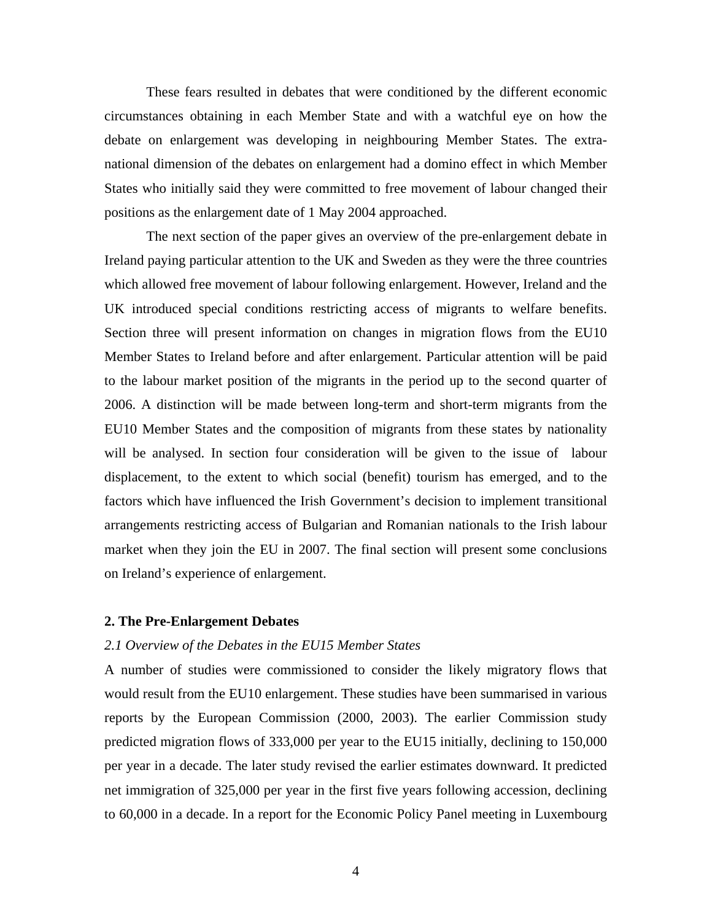These fears resulted in debates that were conditioned by the different economic circumstances obtaining in each Member State and with a watchful eye on how the debate on enlargement was developing in neighbouring Member States. The extra-national dimension of the debates on enlargement had a domino effect in which Member States who initially said they were committed to free movement of labour changed their positions as the enlargement date of 1 May 2004 approached.

The next section of the paper gives an overview of the pre-enlargement debate in Ireland paying particular attention to the UK and Sweden as they were the three countries which allowed free movement of labour following enlargement. However, Ireland and the UK introduced special conditions restricting access of migrants to welfare benefits. Section three will present information on changes in migration flows from the EU10 Member States to Ireland before and after enlargement. Particular attention will be paid to the labour market position of the migrants in the period up to the second quarter of 2006. A distinction will be made between long-term and short-term migrants from the EU10 Member States and the composition of migrants from these states by nationality will be analysed. In section four consideration will be given to the issue of labour displacement, to the extent to which social (benefit) tourism has emerged, and to the factors which have influenced the Irish Government's decision to implement transitional arrangements restricting access of Bulgarian and Romanian nationals to the Irish labour market when they join the EU in 2007. The final section will present some conclusions on Ireland's experience of enlargement.

## 2. The Pre-Enlargement Debates

### *2.1 Overview of the Debates in the EU15 Member States*

A number of studies were commissioned to consider the likely migratory flows that would result from the EU10 enlargement. These studies have been summarised in various reports by the European Commission (2000, 2003). The earlier Commission study predicted migration flows of 333,000 per year to the EU15 initially, declining to 150,000 per year in a decade. The later study revised the earlier estimates downward. It predicted net immigration of 325,000 per year in the first five years following accession, declining to 60,000 in a decade. In a report for the Economic Policy Panel meeting in Luxembourg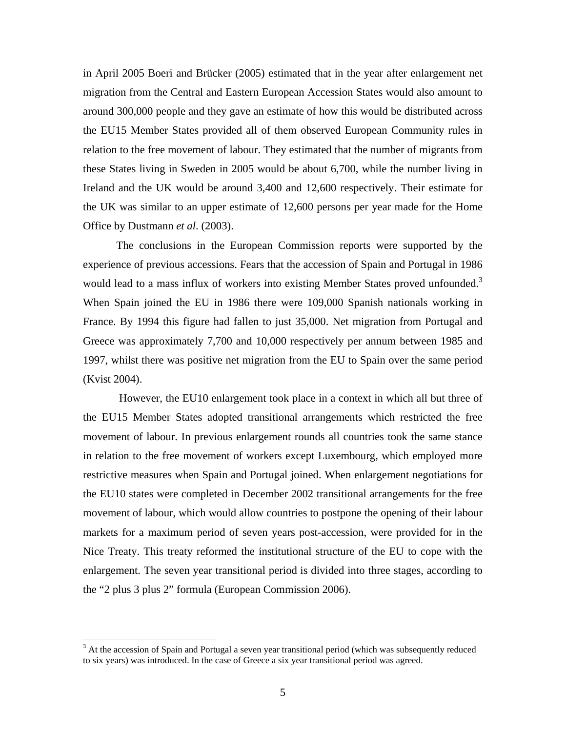in April 2005 Boeri and Brücker (2005) estimated that in the year after enlargement net migration from the Central and Eastern European Accession States would also amount to around 300,000 people and they gave an estimate of how this would be distributed across the EU15 Member States provided all of them observed European Community rules in relation to the free movement of labour. They estimated that the number of migrants from these States living in Sweden in 2005 would be about 6,700, while the number living in Ireland and the UK would be around 3,400 and 12,600 respectively. Their estimate for the UK was similar to an upper estimate of 12,600 persons per year made for the Home Office by Dustmann *et al*. (2003).

The conclusions in the European Commission reports were supported by the experience of previous accessions. Fears that the accession of Spain and Portugal in 1986 would lead to a mass influx of workers into existing Member States proved unfounded.[3] When Spain joined the EU in 1986 there were 109,000 Spanish nationals working in France. By 1994 this figure had fallen to just 35,000. Net migration from Portugal and Greece was approximately 7,700 and 10,000 respectively per annum between 1985 and 1997, whilst there was positive net migration from the EU to Spain over the same period (Kvist 2004).

However, the EU10 enlargement took place in a context in which all but three of the EU15 Member States adopted transitional arrangements which restricted the free movement of labour. In previous enlargement rounds all countries took the same stance in relation to the free movement of workers except Luxembourg, which employed more restrictive measures when Spain and Portugal joined. When enlargement negotiations for the EU10 states were completed in December 2002 transitional arrangements for the free movement of labour, which would allow countries to postpone the opening of their labour markets for a maximum period of seven years post-accession, were provided for in the Nice Treaty. This treaty reformed the institutional structure of the EU to cope with the enlargement. The seven year transitional period is divided into three stages, according to the "2 plus 3 plus 2" formula (European Commission 2006).

[3] At the accession of Spain and Portugal a seven year transitional period (which was subsequently reduced to six years) was introduced. In the case of Greece a six year transitional period was agreed.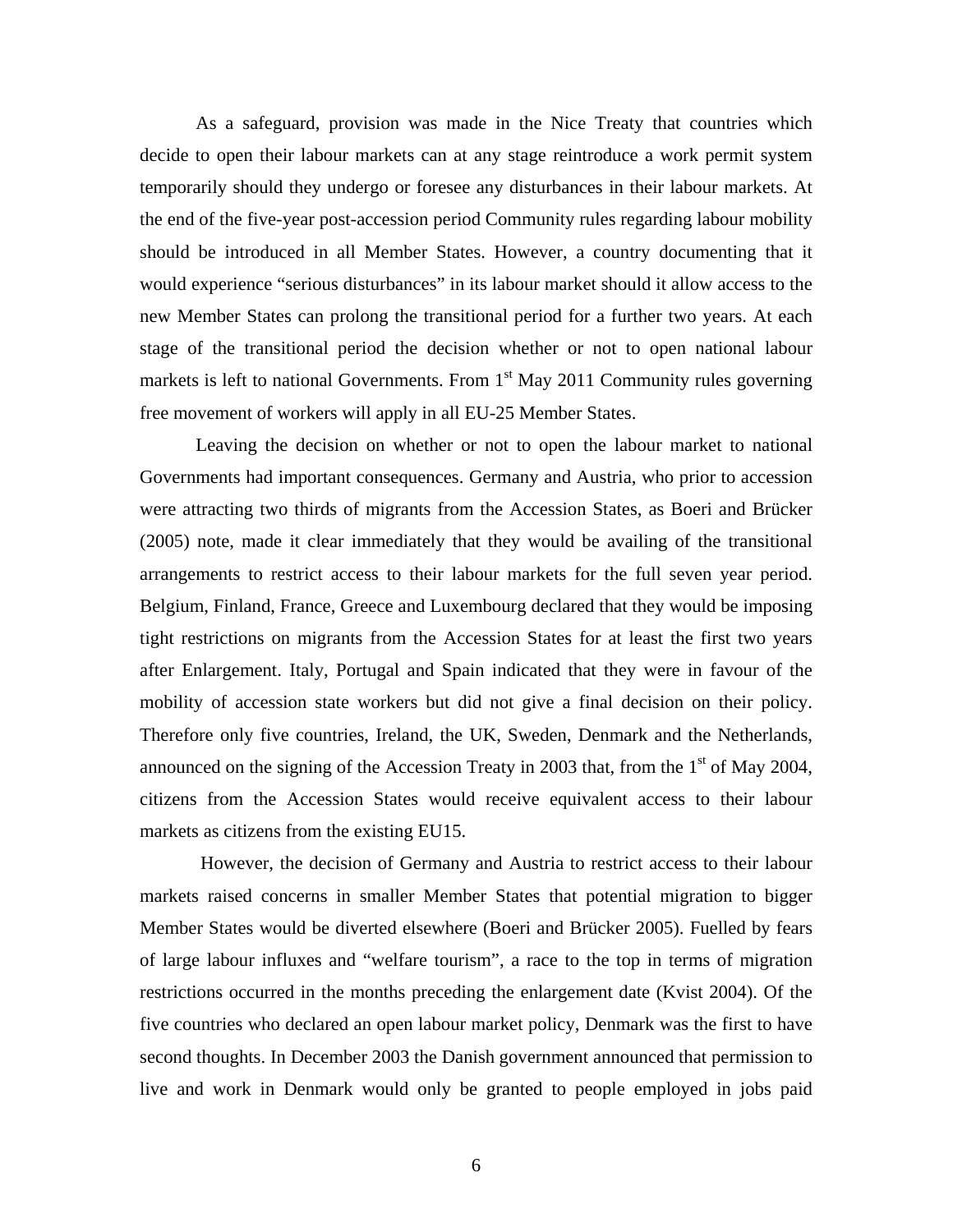As a safeguard, provision was made in the Nice Treaty that countries which decide to open their labour markets can at any stage reintroduce a work permit system temporarily should they undergo or foresee any disturbances in their labour markets. At the end of the five-year post-accession period Community rules regarding labour mobility should be introduced in all Member States. However, a country documenting that it would experience "serious disturbances" in its labour market should it allow access to the new Member States can prolong the transitional period for a further two years. At each stage of the transitional period the decision whether or not to open national labour markets is left to national Governments. From 1st May 2011 Community rules governing free movement of workers will apply in all EU-25 Member States.

Leaving the decision on whether or not to open the labour market to national Governments had important consequences. Germany and Austria, who prior to accession were attracting two thirds of migrants from the Accession States, as Boeri and Brücker (2005) note, made it clear immediately that they would be availing of the transitional arrangements to restrict access to their labour markets for the full seven year period. Belgium, Finland, France, Greece and Luxembourg declared that they would be imposing tight restrictions on migrants from the Accession States for at least the first two years after Enlargement. Italy, Portugal and Spain indicated that they were in favour of the mobility of accession state workers but did not give a final decision on their policy. Therefore only five countries, Ireland, the UK, Sweden, Denmark and the Netherlands, announced on the signing of the Accession Treaty in 2003 that, from the 1st of May 2004, citizens from the Accession States would receive equivalent access to their labour markets as citizens from the existing EU15.

However, the decision of Germany and Austria to restrict access to their labour markets raised concerns in smaller Member States that potential migration to bigger Member States would be diverted elsewhere (Boeri and Brücker 2005). Fuelled by fears of large labour influxes and "welfare tourism", a race to the top in terms of migration restrictions occurred in the months preceding the enlargement date (Kvist 2004). Of the five countries who declared an open labour market policy, Denmark was the first to have second thoughts. In December 2003 the Danish government announced that permission to live and work in Denmark would only be granted to people employed in jobs paid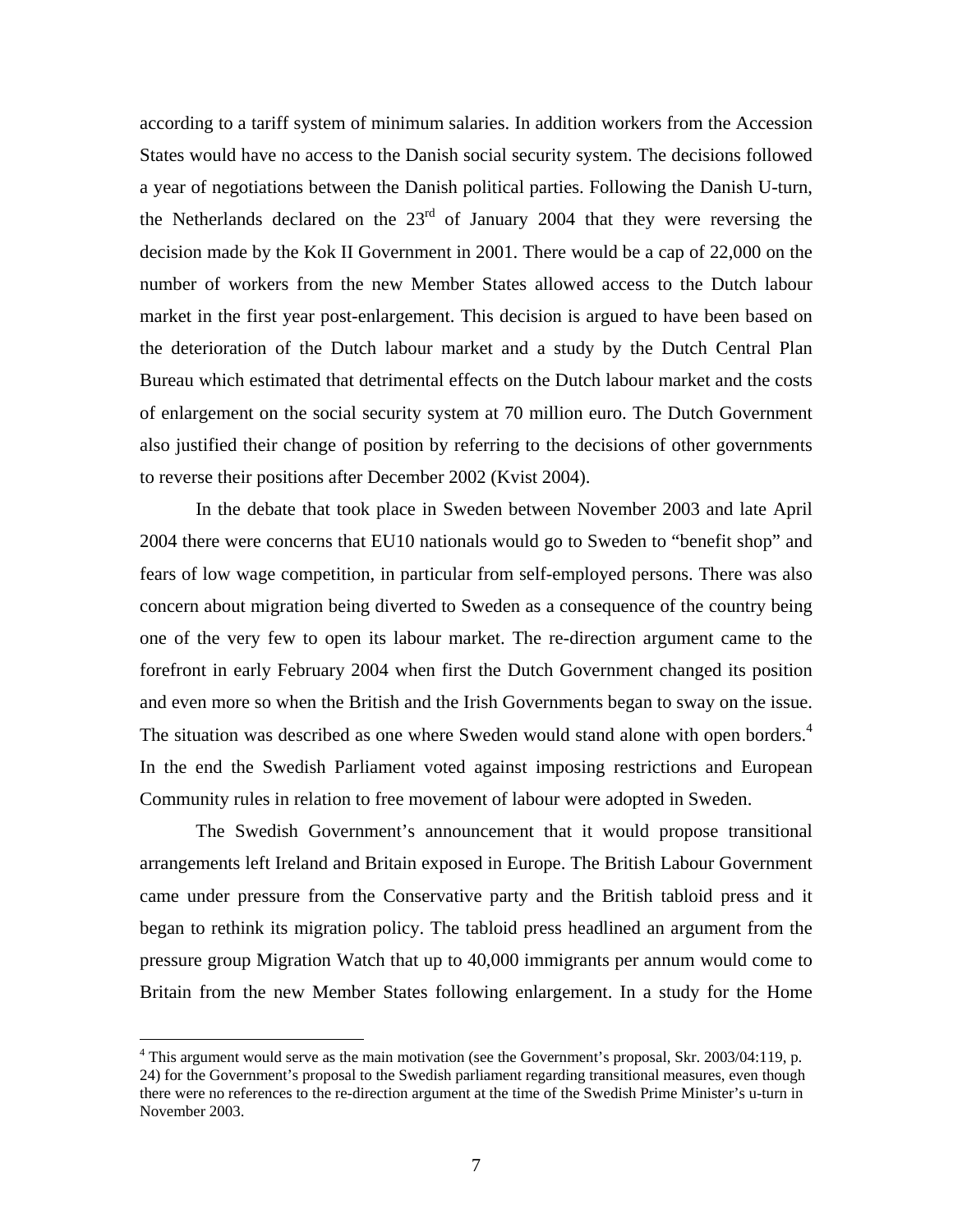according to a tariff system of minimum salaries. In addition workers from the Accession States would have no access to the Danish social security system. The decisions followed a year of negotiations between the Danish political parties. Following the Danish U-turn, the Netherlands declared on the 23rd of January 2004 that they were reversing the decision made by the Kok II Government in 2001. There would be a cap of 22,000 on the number of workers from the new Member States allowed access to the Dutch labour market in the first year post-enlargement. This decision is argued to have been based on the deterioration of the Dutch labour market and a study by the Dutch Central Plan Bureau which estimated that detrimental effects on the Dutch labour market and the costs of enlargement on the social security system at 70 million euro. The Dutch Government also justified their change of position by referring to the decisions of other governments to reverse their positions after December 2002 (Kvist 2004).

In the debate that took place in Sweden between November 2003 and late April 2004 there were concerns that EU10 nationals would go to Sweden to "benefit shop" and fears of low wage competition, in particular from self-employed persons. There was also concern about migration being diverted to Sweden as a consequence of the country being one of the very few to open its labour market. The re-direction argument came to the forefront in early February 2004 when first the Dutch Government changed its position and even more so when the British and the Irish Governments began to sway on the issue. The situation was described as one where Sweden would stand alone with open borders.[4] In the end the Swedish Parliament voted against imposing restrictions and European Community rules in relation to free movement of labour were adopted in Sweden.

The Swedish Government's announcement that it would propose transitional arrangements left Ireland and Britain exposed in Europe. The British Labour Government came under pressure from the Conservative party and the British tabloid press and it began to rethink its migration policy. The tabloid press headlined an argument from the pressure group Migration Watch that up to 40,000 immigrants per annum would come to Britain from the new Member States following enlargement. In a study for the Home

[4] This argument would serve as the main motivation (see the Government's proposal, Skr. 2003/04:119, p. 24) for the Government's proposal to the Swedish parliament regarding transitional measures, even though there were no references to the re-direction argument at the time of the Swedish Prime Minister's u-turn in November 2003.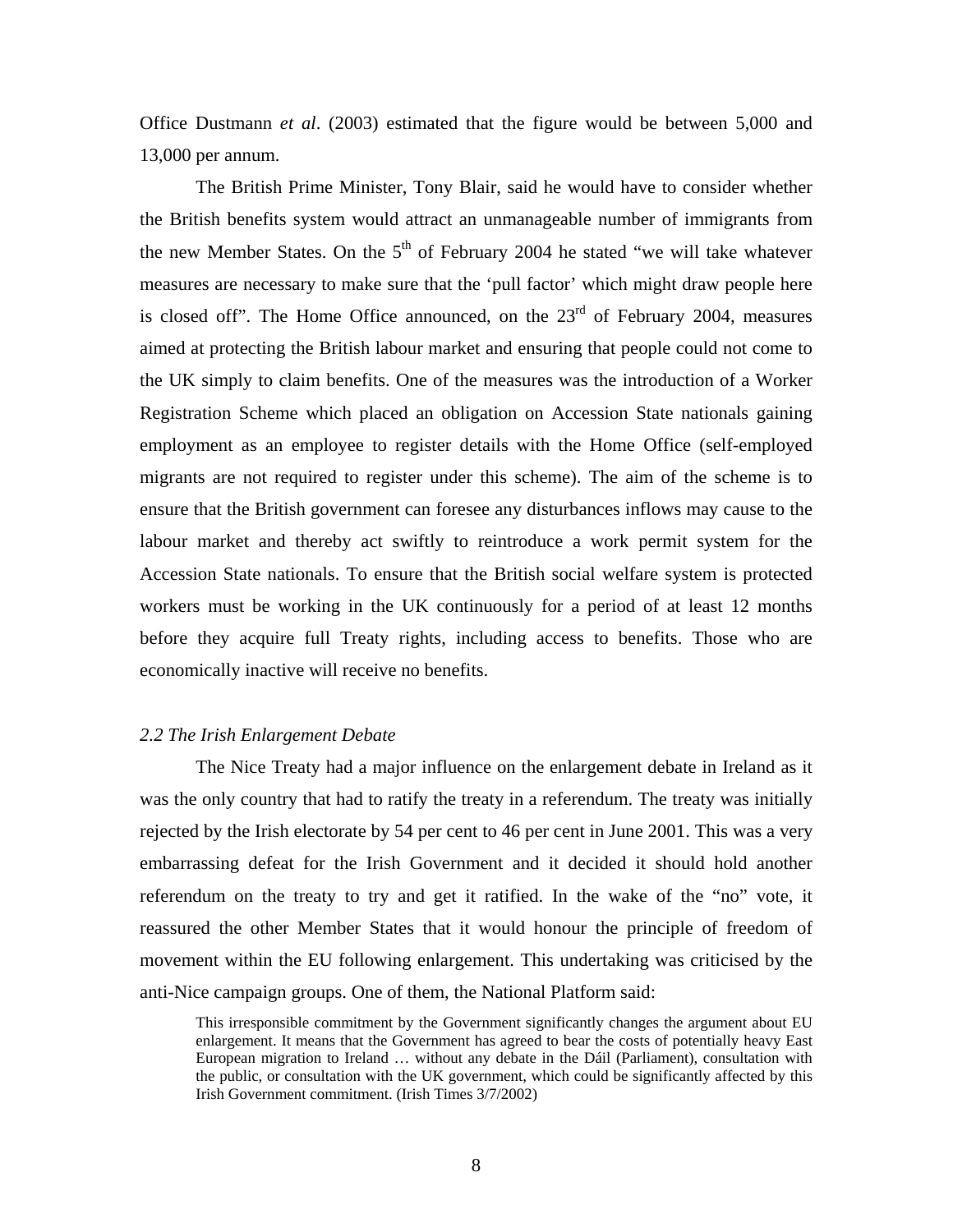Office Dustmann *et al*. (2003) estimated that the figure would be between 5,000 and 13,000 per annum.

The British Prime Minister, Tony Blair, said he would have to consider whether the British benefits system would attract an unmanageable number of immigrants from the new Member States. On the 5th of February 2004 he stated "we will take whatever measures are necessary to make sure that the 'pull factor' which might draw people here is closed off". The Home Office announced, on the 23rd of February 2004, measures aimed at protecting the British labour market and ensuring that people could not come to the UK simply to claim benefits. One of the measures was the introduction of a Worker Registration Scheme which placed an obligation on Accession State nationals gaining employment as an employee to register details with the Home Office (self-employed migrants are not required to register under this scheme). The aim of the scheme is to ensure that the British government can foresee any disturbances inflows may cause to the labour market and thereby act swiftly to reintroduce a work permit system for the Accession State nationals. To ensure that the British social welfare system is protected workers must be working in the UK continuously for a period of at least 12 months before they acquire full Treaty rights, including access to benefits. Those who are economically inactive will receive no benefits.

### *2.2 The Irish Enlargement Debate*

The Nice Treaty had a major influence on the enlargement debate in Ireland as it was the only country that had to ratify the treaty in a referendum. The treaty was initially rejected by the Irish electorate by 54 per cent to 46 per cent in June 2001. This was a very embarrassing defeat for the Irish Government and it decided it should hold another referendum on the treaty to try and get it ratified. In the wake of the "no" vote, it reassured the other Member States that it would honour the principle of freedom of movement within the EU following enlargement. This undertaking was criticised by the anti-Nice campaign groups. One of them, the National Platform said:

> This irresponsible commitment by the Government significantly changes the argument about EU enlargement. It means that the Government has agreed to bear the costs of potentially heavy East European migration to Ireland … without any debate in the Dáil (Parliament), consultation with the public, or consultation with the UK government, which could be significantly affected by this Irish Government commitment. (Irish Times 3/7/2002)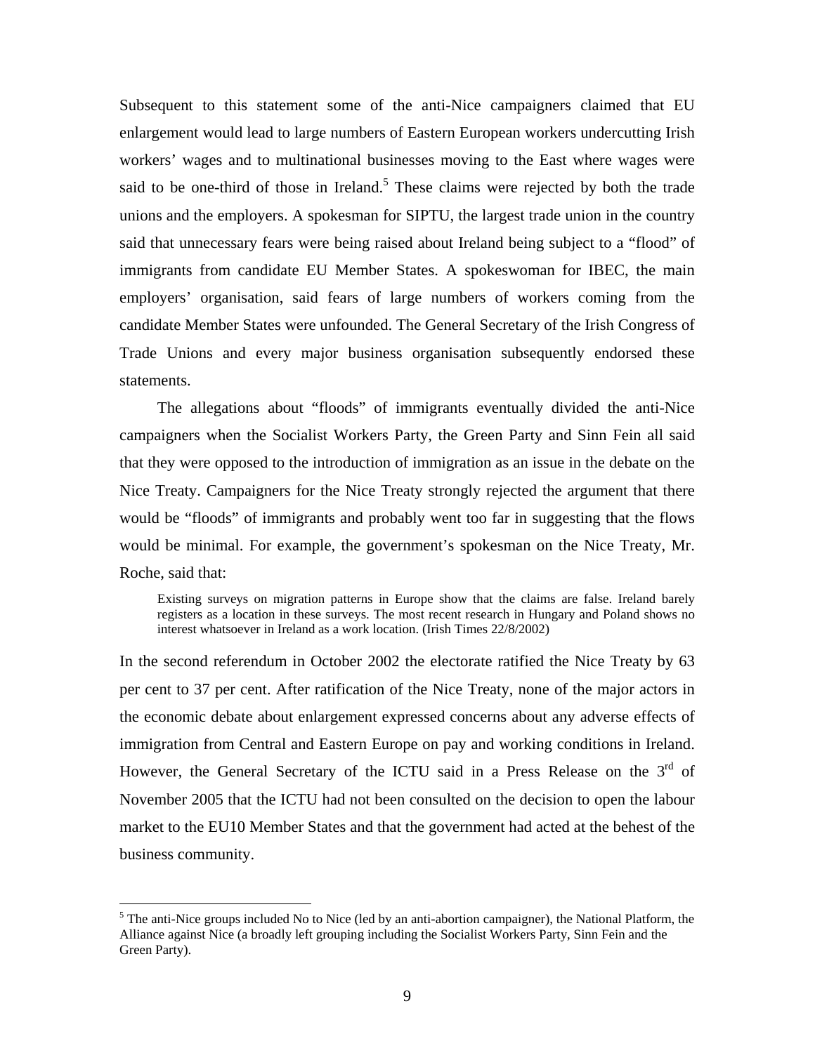Subsequent to this statement some of the anti-Nice campaigners claimed that EU enlargement would lead to large numbers of Eastern European workers undercutting Irish workers' wages and to multinational businesses moving to the East where wages were said to be one-third of those in Ireland.[5] These claims were rejected by both the trade unions and the employers. A spokesman for SIPTU, the largest trade union in the country said that unnecessary fears were being raised about Ireland being subject to a "flood" of immigrants from candidate EU Member States. A spokeswoman for IBEC, the main employers' organisation, said fears of large numbers of workers coming from the candidate Member States were unfounded. The General Secretary of the Irish Congress of Trade Unions and every major business organisation subsequently endorsed these statements.

The allegations about "floods" of immigrants eventually divided the anti-Nice campaigners when the Socialist Workers Party, the Green Party and Sinn Fein all said that they were opposed to the introduction of immigration as an issue in the debate on the Nice Treaty. Campaigners for the Nice Treaty strongly rejected the argument that there would be "floods" of immigrants and probably went too far in suggesting that the flows would be minimal. For example, the government's spokesman on the Nice Treaty, Mr. Roche, said that:

> Existing surveys on migration patterns in Europe show that the claims are false. Ireland barely registers as a location in these surveys. The most recent research in Hungary and Poland shows no interest whatsoever in Ireland as a work location. (Irish Times 22/8/2002)

In the second referendum in October 2002 the electorate ratified the Nice Treaty by 63 per cent to 37 per cent. After ratification of the Nice Treaty, none of the major actors in the economic debate about enlargement expressed concerns about any adverse effects of immigration from Central and Eastern Europe on pay and working conditions in Ireland. However, the General Secretary of the ICTU said in a Press Release on the 3rd of November 2005 that the ICTU had not been consulted on the decision to open the labour market to the EU10 Member States and that the government had acted at the behest of the business community.

[5] The anti-Nice groups included No to Nice (led by an anti-abortion campaigner), the National Platform, the Alliance against Nice (a broadly left grouping including the Socialist Workers Party, Sinn Fein and the Green Party).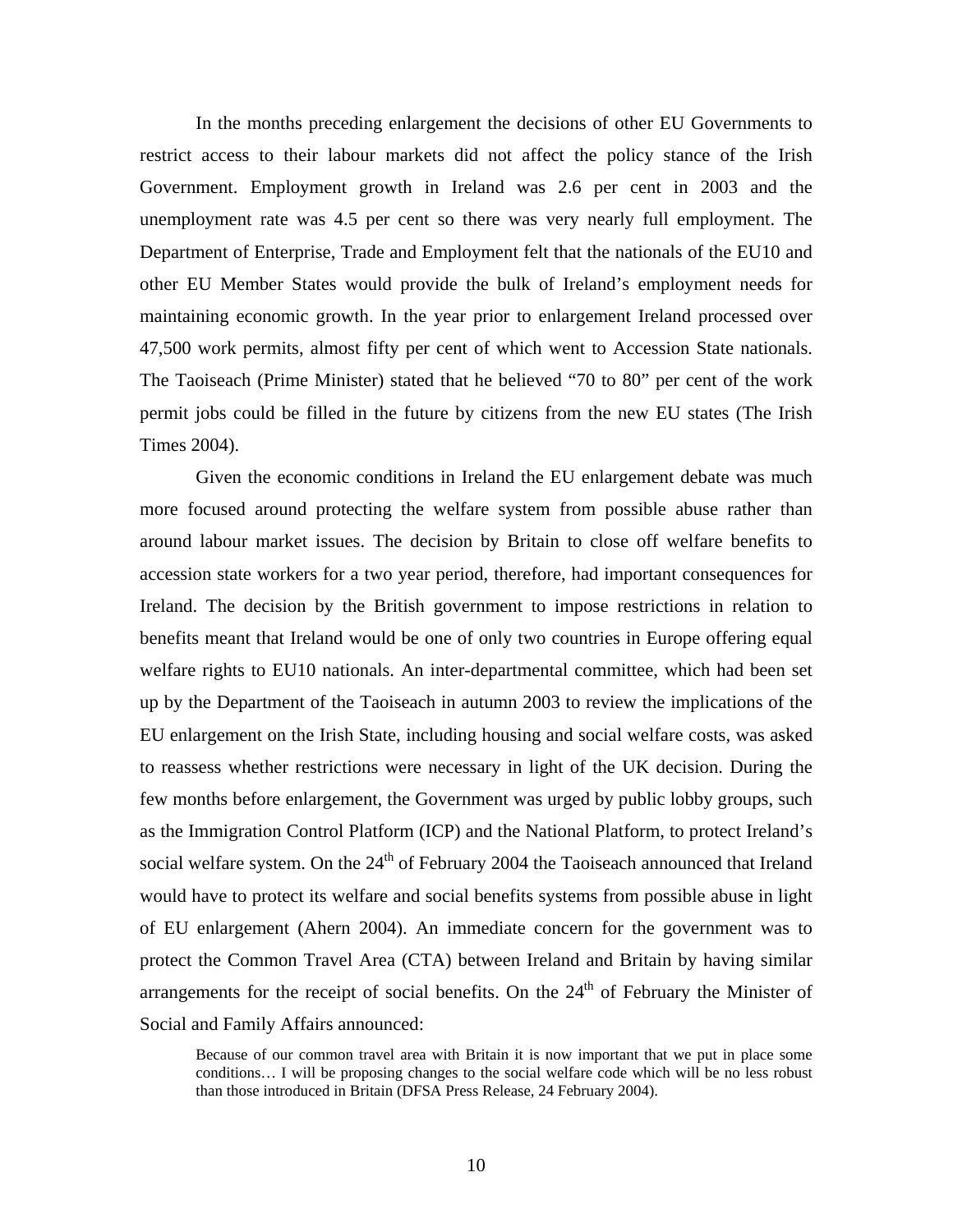In the months preceding enlargement the decisions of other EU Governments to restrict access to their labour markets did not affect the policy stance of the Irish Government. Employment growth in Ireland was 2.6 per cent in 2003 and the unemployment rate was 4.5 per cent so there was very nearly full employment. The Department of Enterprise, Trade and Employment felt that the nationals of the EU10 and other EU Member States would provide the bulk of Ireland's employment needs for maintaining economic growth. In the year prior to enlargement Ireland processed over 47,500 work permits, almost fifty per cent of which went to Accession State nationals. The Taoiseach (Prime Minister) stated that he believed "70 to 80" per cent of the work permit jobs could be filled in the future by citizens from the new EU states (The Irish Times 2004).

Given the economic conditions in Ireland the EU enlargement debate was much more focused around protecting the welfare system from possible abuse rather than around labour market issues. The decision by Britain to close off welfare benefits to accession state workers for a two year period, therefore, had important consequences for Ireland. The decision by the British government to impose restrictions in relation to benefits meant that Ireland would be one of only two countries in Europe offering equal welfare rights to EU10 nationals. An inter-departmental committee, which had been set up by the Department of the Taoiseach in autumn 2003 to review the implications of the EU enlargement on the Irish State, including housing and social welfare costs, was asked to reassess whether restrictions were necessary in light of the UK decision. During the few months before enlargement, the Government was urged by public lobby groups, such as the Immigration Control Platform (ICP) and the National Platform, to protect Ireland's social welfare system. On the 24th of February 2004 the Taoiseach announced that Ireland would have to protect its welfare and social benefits systems from possible abuse in light of EU enlargement (Ahern 2004). An immediate concern for the government was to protect the Common Travel Area (CTA) between Ireland and Britain by having similar arrangements for the receipt of social benefits. On the 24th of February the Minister of Social and Family Affairs announced:

> Because of our common travel area with Britain it is now important that we put in place some conditions… I will be proposing changes to the social welfare code which will be no less robust than those introduced in Britain (DFSA Press Release, 24 February 2004).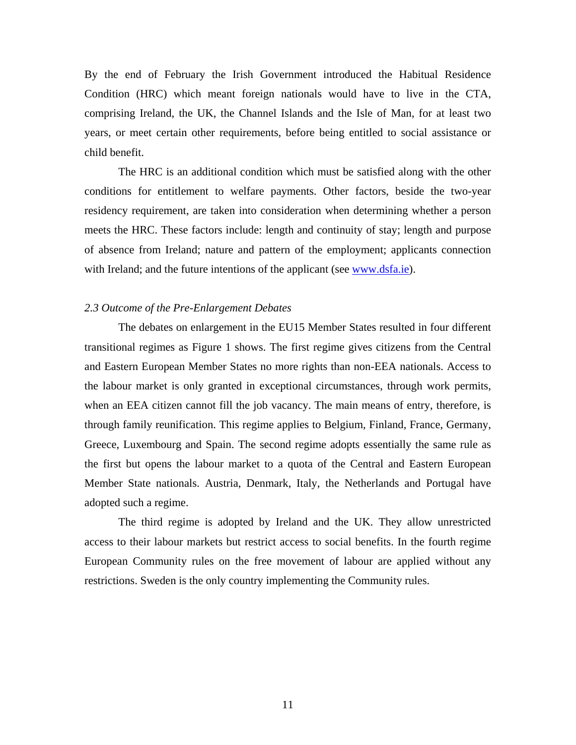By the end of February the Irish Government introduced the Habitual Residence Condition (HRC) which meant foreign nationals would have to live in the CTA, comprising Ireland, the UK, the Channel Islands and the Isle of Man, for at least two years, or meet certain other requirements, before being entitled to social assistance or child benefit.

The HRC is an additional condition which must be satisfied along with the other conditions for entitlement to welfare payments. Other factors, beside the two-year residency requirement, are taken into consideration when determining whether a person meets the HRC. These factors include: length and continuity of stay; length and purpose of absence from Ireland; nature and pattern of the employment; applicants connection with Ireland; and the future intentions of the applicant (see [www.dsfa.ie](http://www.dsfa.ie)).

*2.3 Outcome of the Pre-Enlargement Debates*

The debates on enlargement in the EU15 Member States resulted in four different transitional regimes as Figure 1 shows. The first regime gives citizens from the Central and Eastern European Member States no more rights than non-EEA nationals. Access to the labour market is only granted in exceptional circumstances, through work permits, when an EEA citizen cannot fill the job vacancy. The main means of entry, therefore, is through family reunification. This regime applies to Belgium, Finland, France, Germany, Greece, Luxembourg and Spain. The second regime adopts essentially the same rule as the first but opens the labour market to a quota of the Central and Eastern European Member State nationals. Austria, Denmark, Italy, the Netherlands and Portugal have adopted such a regime.

The third regime is adopted by Ireland and the UK. They allow unrestricted access to their labour markets but restrict access to social benefits. In the fourth regime European Community rules on the free movement of labour are applied without any restrictions. Sweden is the only country implementing the Community rules.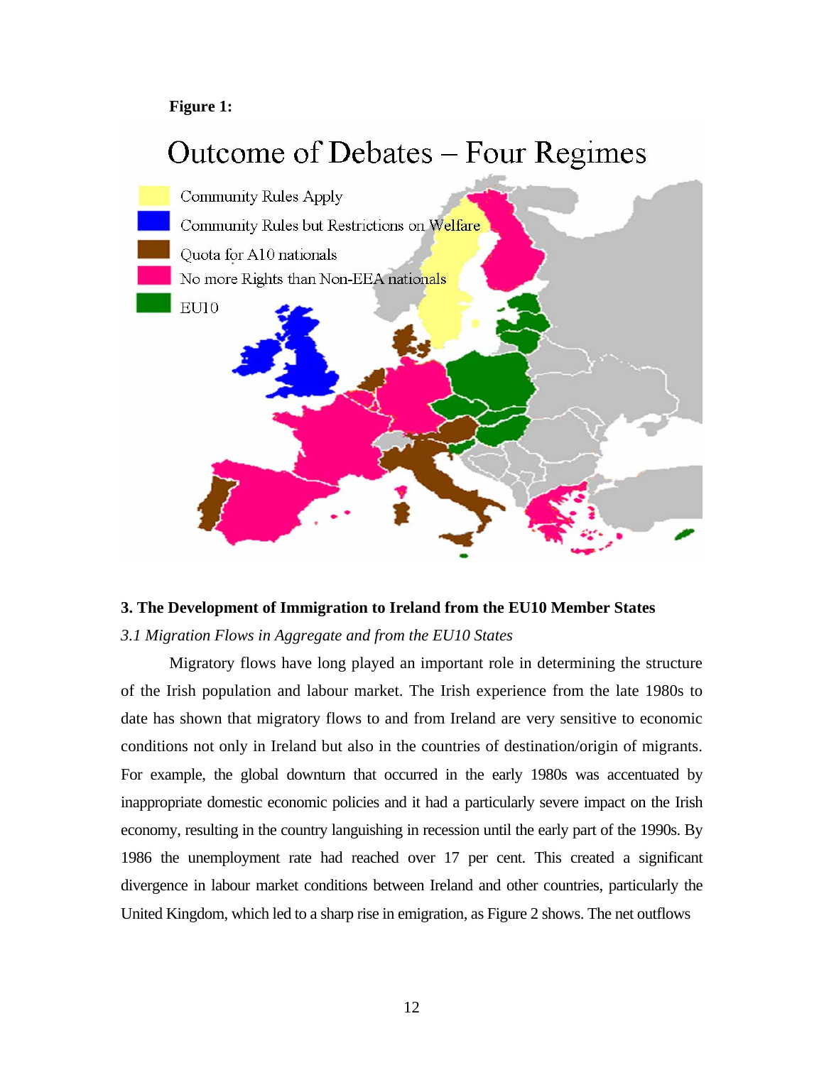**Figure 1:**

Outcome of Debates – Four Regimes

- Community Rules Apply
- Community Rules but Restrictions on Welfare
- Quota for A10 nationals
- No more Rights than Non-EEA nationals
- EU10

## 3. The Development of Immigration to Ireland from the EU10 Member States

### *3.1 Migration Flows in Aggregate and from the EU10 States*

Migratory flows have long played an important role in determining the structure of the Irish population and labour market. The Irish experience from the late 1980s to date has shown that migratory flows to and from Ireland are very sensitive to economic conditions not only in Ireland but also in the countries of destination/origin of migrants. For example, the global downturn that occurred in the early 1980s was accentuated by inappropriate domestic economic policies and it had a particularly severe impact on the Irish economy, resulting in the country languishing in recession until the early part of the 1990s. By 1986 the unemployment rate had reached over 17 per cent. This created a significant divergence in labour market conditions between Ireland and other countries, particularly the United Kingdom, which led to a sharp rise in emigration, as Figure 2 shows. The net outflows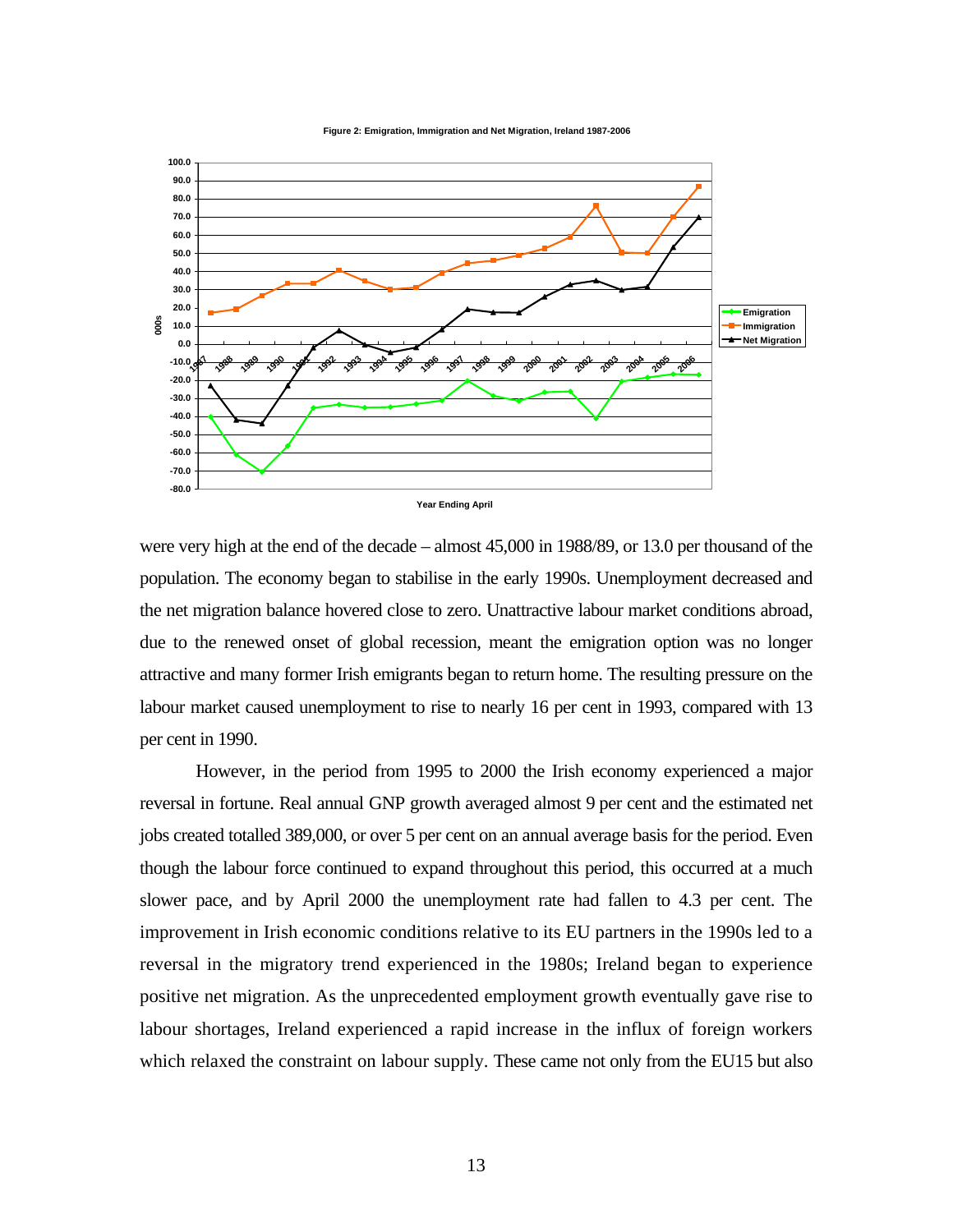**Figure 2: Emigration, Immigration and Net Migration, Ireland 1987-2006**

were very high at the end of the decade – almost 45,000 in 1988/89, or 13.0 per thousand of the population. The economy began to stabilise in the early 1990s. Unemployment decreased and the net migration balance hovered close to zero. Unattractive labour market conditions abroad, due to the renewed onset of global recession, meant the emigration option was no longer attractive and many former Irish emigrants began to return home. The resulting pressure on the labour market caused unemployment to rise to nearly 16 per cent in 1993, compared with 13 per cent in 1990.

However, in the period from 1995 to 2000 the Irish economy experienced a major reversal in fortune. Real annual GNP growth averaged almost 9 per cent and the estimated net jobs created totalled 389,000, or over 5 per cent on an annual average basis for the period. Even though the labour force continued to expand throughout this period, this occurred at a much slower pace, and by April 2000 the unemployment rate had fallen to 4.3 per cent. The improvement in Irish economic conditions relative to its EU partners in the 1990s led to a reversal in the migratory trend experienced in the 1980s; Ireland began to experience positive net migration. As the unprecedented employment growth eventually gave rise to labour shortages, Ireland experienced a rapid increase in the influx of foreign workers which relaxed the constraint on labour supply. These came not only from the EU15 but also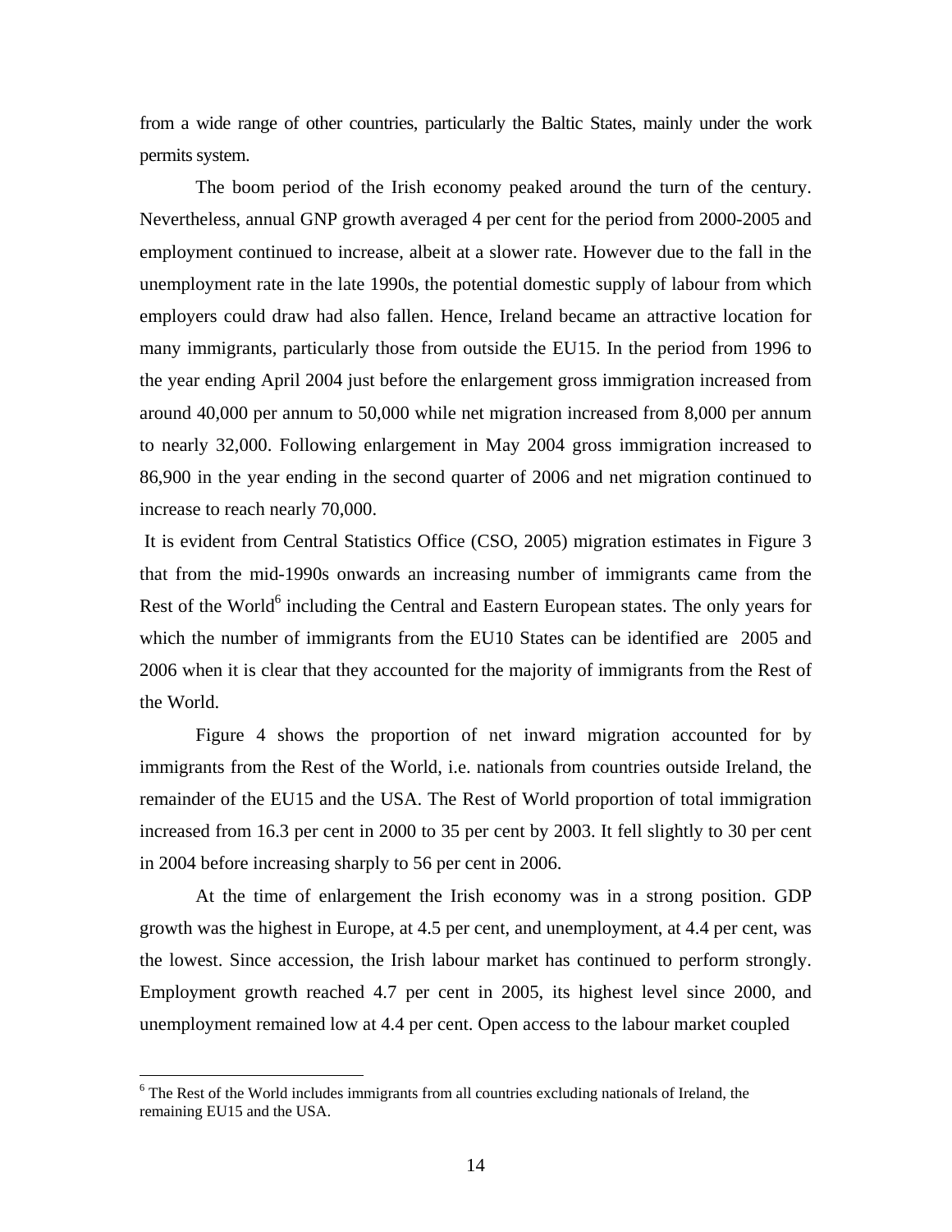from a wide range of other countries, particularly the Baltic States, mainly under the work permits system.

The boom period of the Irish economy peaked around the turn of the century. Nevertheless, annual GNP growth averaged 4 per cent for the period from 2000-2005 and employment continued to increase, albeit at a slower rate. However due to the fall in the unemployment rate in the late 1990s, the potential domestic supply of labour from which employers could draw had also fallen. Hence, Ireland became an attractive location for many immigrants, particularly those from outside the EU15. In the period from 1996 to the year ending April 2004 just before the enlargement gross immigration increased from around 40,000 per annum to 50,000 while net migration increased from 8,000 per annum to nearly 32,000. Following enlargement in May 2004 gross immigration increased to 86,900 in the year ending in the second quarter of 2006 and net migration continued to increase to reach nearly 70,000.

It is evident from Central Statistics Office (CSO, 2005) migration estimates in Figure 3 that from the mid-1990s onwards an increasing number of immigrants came from the Rest of the World[6] including the Central and Eastern European states. The only years for which the number of immigrants from the EU10 States can be identified are 2005 and 2006 when it is clear that they accounted for the majority of immigrants from the Rest of the World.

Figure 4 shows the proportion of net inward migration accounted for by immigrants from the Rest of the World, i.e. nationals from countries outside Ireland, the remainder of the EU15 and the USA. The Rest of World proportion of total immigration increased from 16.3 per cent in 2000 to 35 per cent by 2003. It fell slightly to 30 per cent in 2004 before increasing sharply to 56 per cent in 2006.

At the time of enlargement the Irish economy was in a strong position. GDP growth was the highest in Europe, at 4.5 per cent, and unemployment, at 4.4 per cent, was the lowest. Since accession, the Irish labour market has continued to perform strongly. Employment growth reached 4.7 per cent in 2005, its highest level since 2000, and unemployment remained low at 4.4 per cent. Open access to the labour market coupled

[6] The Rest of the World includes immigrants from all countries excluding nationals of Ireland, the remaining EU15 and the USA.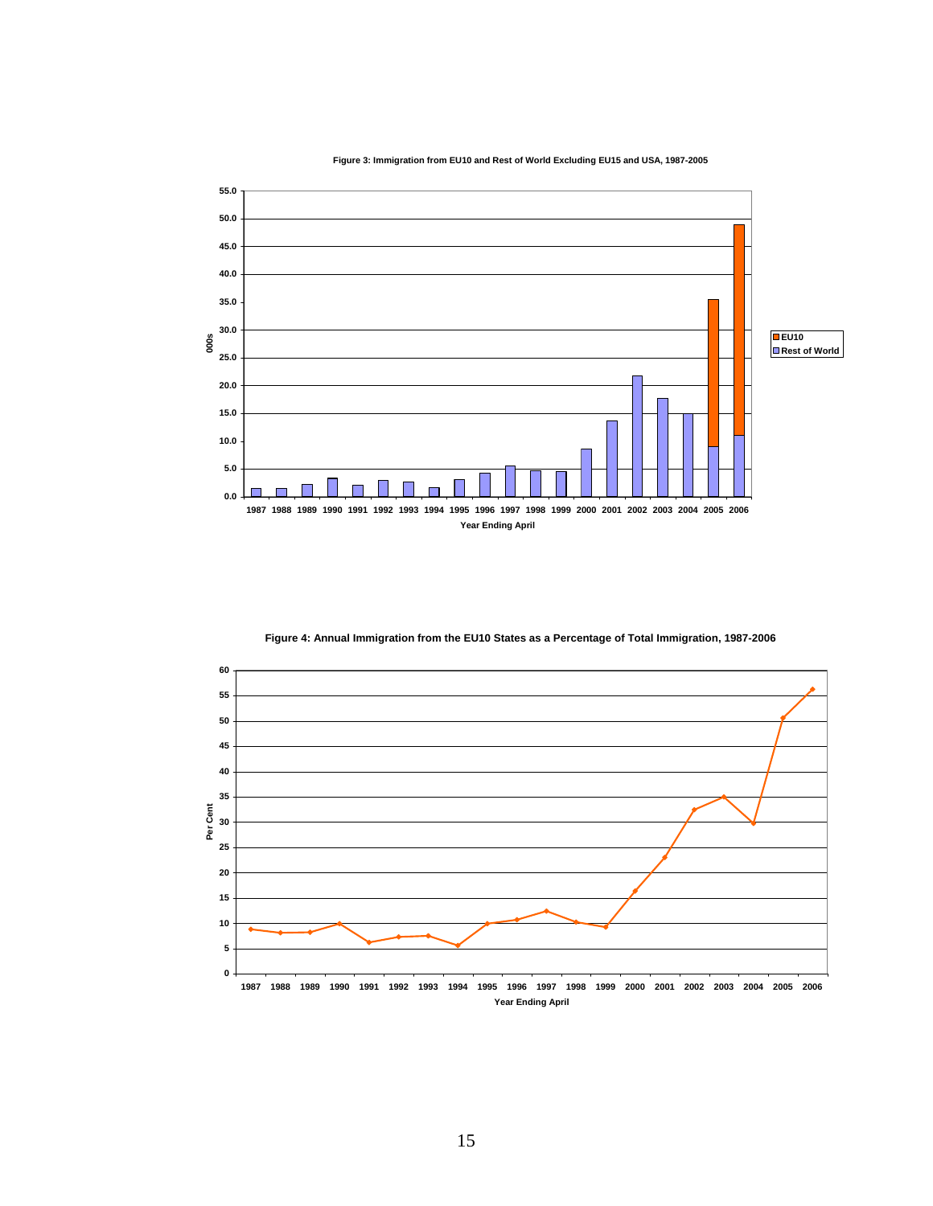**Figure 3: Immigration from EU10 and Rest of World Excluding EU15 and USA, 1987-2005**

**Figure 4: Annual Immigration from the EU10 States as a Percentage of Total Immigration, 1987-2006**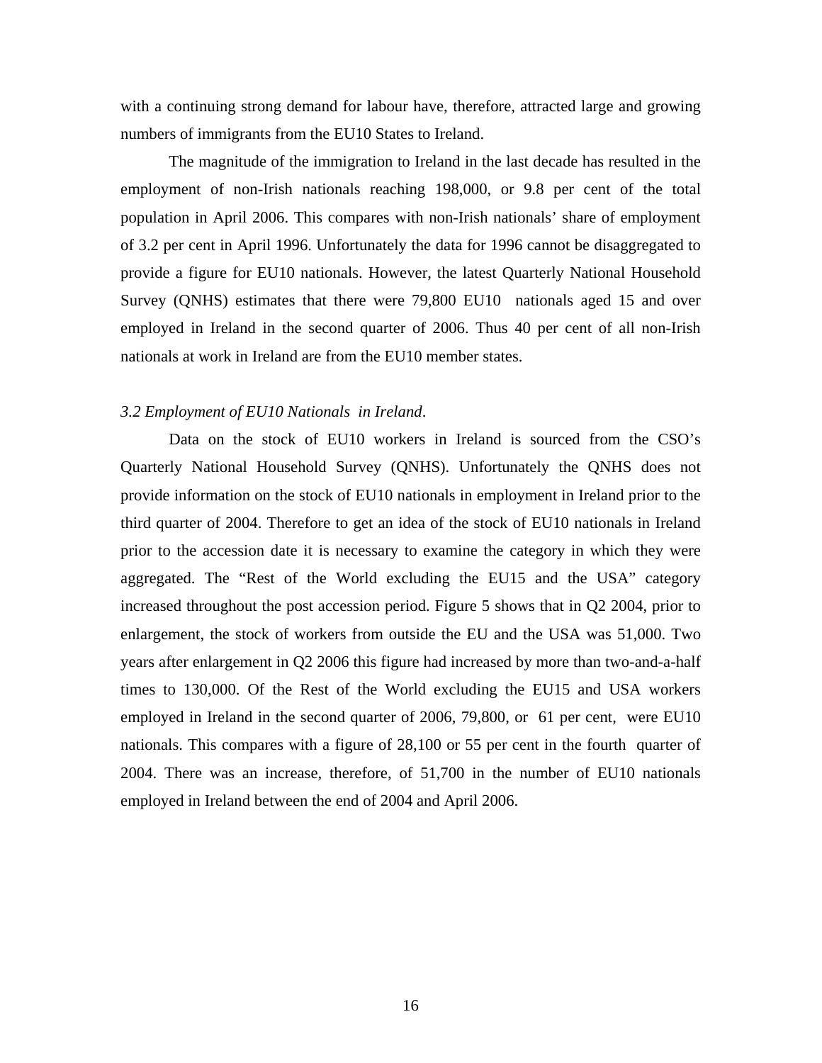with a continuing strong demand for labour have, therefore, attracted large and growing numbers of immigrants from the EU10 States to Ireland.

The magnitude of the immigration to Ireland in the last decade has resulted in the employment of non-Irish nationals reaching 198,000, or 9.8 per cent of the total population in April 2006. This compares with non-Irish nationals' share of employment of 3.2 per cent in April 1996. Unfortunately the data for 1996 cannot be disaggregated to provide a figure for EU10 nationals. However, the latest Quarterly National Household Survey (QNHS) estimates that there were 79,800 EU10 nationals aged 15 and over employed in Ireland in the second quarter of 2006. Thus 40 per cent of all non-Irish nationals at work in Ireland are from the EU10 member states.

*3.2 Employment of EU10 Nationals in Ireland*.

Data on the stock of EU10 workers in Ireland is sourced from the CSO's Quarterly National Household Survey (QNHS). Unfortunately the QNHS does not provide information on the stock of EU10 nationals in employment in Ireland prior to the third quarter of 2004. Therefore to get an idea of the stock of EU10 nationals in Ireland prior to the accession date it is necessary to examine the category in which they were aggregated. The "Rest of the World excluding the EU15 and the USA" category increased throughout the post accession period. Figure 5 shows that in Q2 2004, prior to enlargement, the stock of workers from outside the EU and the USA was 51,000. Two years after enlargement in Q2 2006 this figure had increased by more than two-and-a-half times to 130,000. Of the Rest of the World excluding the EU15 and USA workers employed in Ireland in the second quarter of 2006, 79,800, or 61 per cent, were EU10 nationals. This compares with a figure of 28,100 or 55 per cent in the fourth quarter of 2004. There was an increase, therefore, of 51,700 in the number of EU10 nationals employed in Ireland between the end of 2004 and April 2006.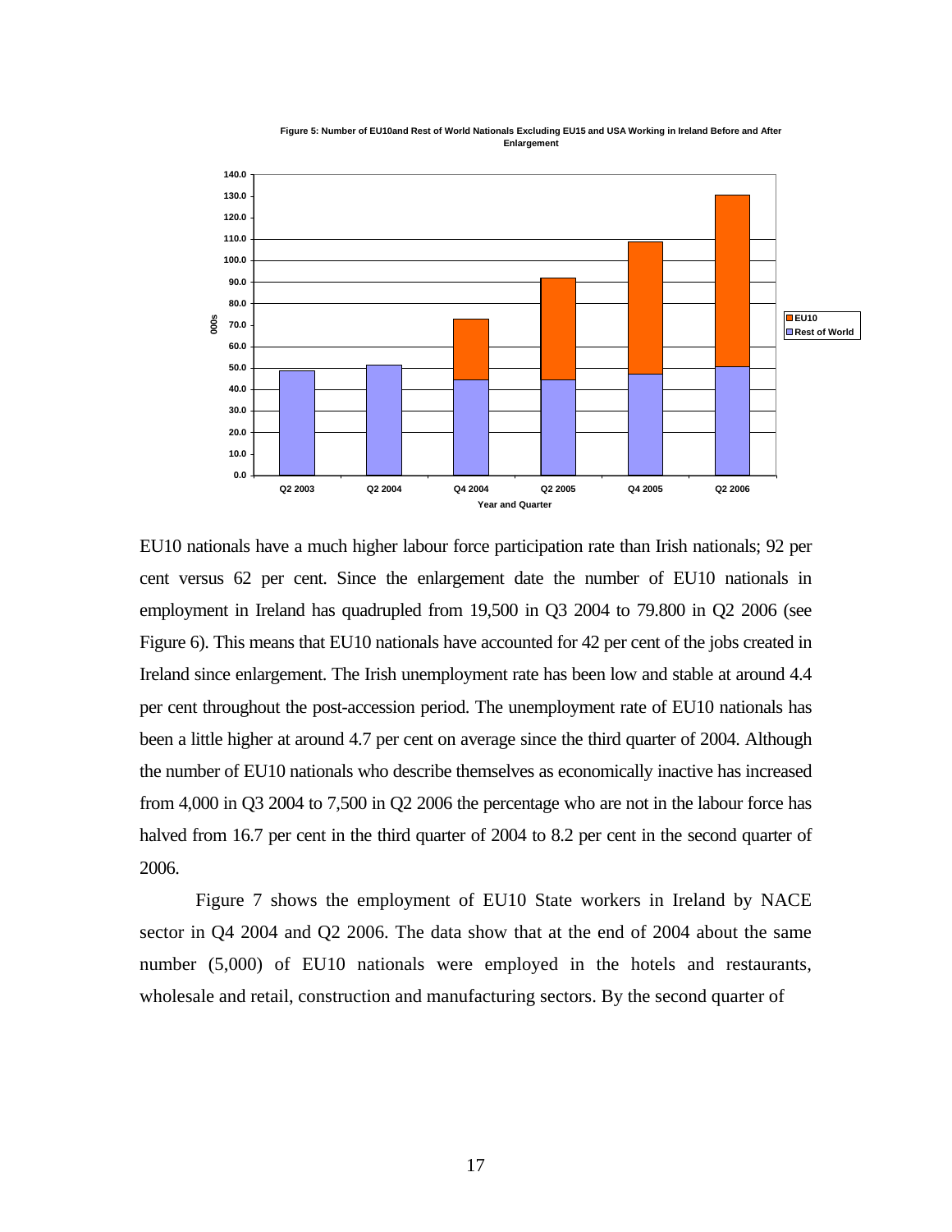**Figure 5: Number of EU10and Rest of World Nationals Excluding EU15 and USA Working in Ireland Before and After Enlargement**

EU10 nationals have a much higher labour force participation rate than Irish nationals; 92 per cent versus 62 per cent. Since the enlargement date the number of EU10 nationals in employment in Ireland has quadrupled from 19,500 in Q3 2004 to 79.800 in Q2 2006 (see Figure 6). This means that EU10 nationals have accounted for 42 per cent of the jobs created in Ireland since enlargement. The Irish unemployment rate has been low and stable at around 4.4 per cent throughout the post-accession period. The unemployment rate of EU10 nationals has been a little higher at around 4.7 per cent on average since the third quarter of 2004. Although the number of EU10 nationals who describe themselves as economically inactive has increased from 4,000 in Q3 2004 to 7,500 in Q2 2006 the percentage who are not in the labour force has halved from 16.7 per cent in the third quarter of 2004 to 8.2 per cent in the second quarter of 2006.

Figure 7 shows the employment of EU10 State workers in Ireland by NACE sector in Q4 2004 and Q2 2006. The data show that at the end of 2004 about the same number (5,000) of EU10 nationals were employed in the hotels and restaurants, wholesale and retail, construction and manufacturing sectors. By the second quarter of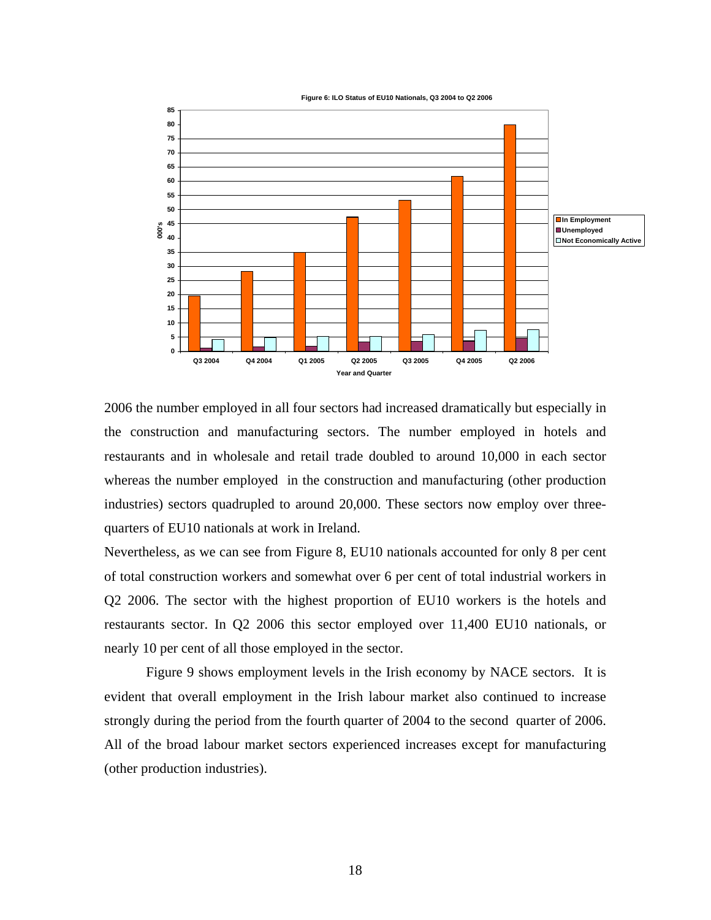**Figure 6: ILO Status of EU10 Nationals, Q3 2004 to Q2 2006**

2006 the number employed in all four sectors had increased dramatically but especially in the construction and manufacturing sectors. The number employed in hotels and restaurants and in wholesale and retail trade doubled to around 10,000 in each sector whereas the number employed in the construction and manufacturing (other production industries) sectors quadrupled to around 20,000. These sectors now employ over three-quarters of EU10 nationals at work in Ireland.

Nevertheless, as we can see from Figure 8, EU10 nationals accounted for only 8 per cent of total construction workers and somewhat over 6 per cent of total industrial workers in Q2 2006. The sector with the highest proportion of EU10 workers is the hotels and restaurants sector. In Q2 2006 this sector employed over 11,400 EU10 nationals, or nearly 10 per cent of all those employed in the sector.

Figure 9 shows employment levels in the Irish economy by NACE sectors. It is evident that overall employment in the Irish labour market also continued to increase strongly during the period from the fourth quarter of 2004 to the second quarter of 2006. All of the broad labour market sectors experienced increases except for manufacturing (other production industries).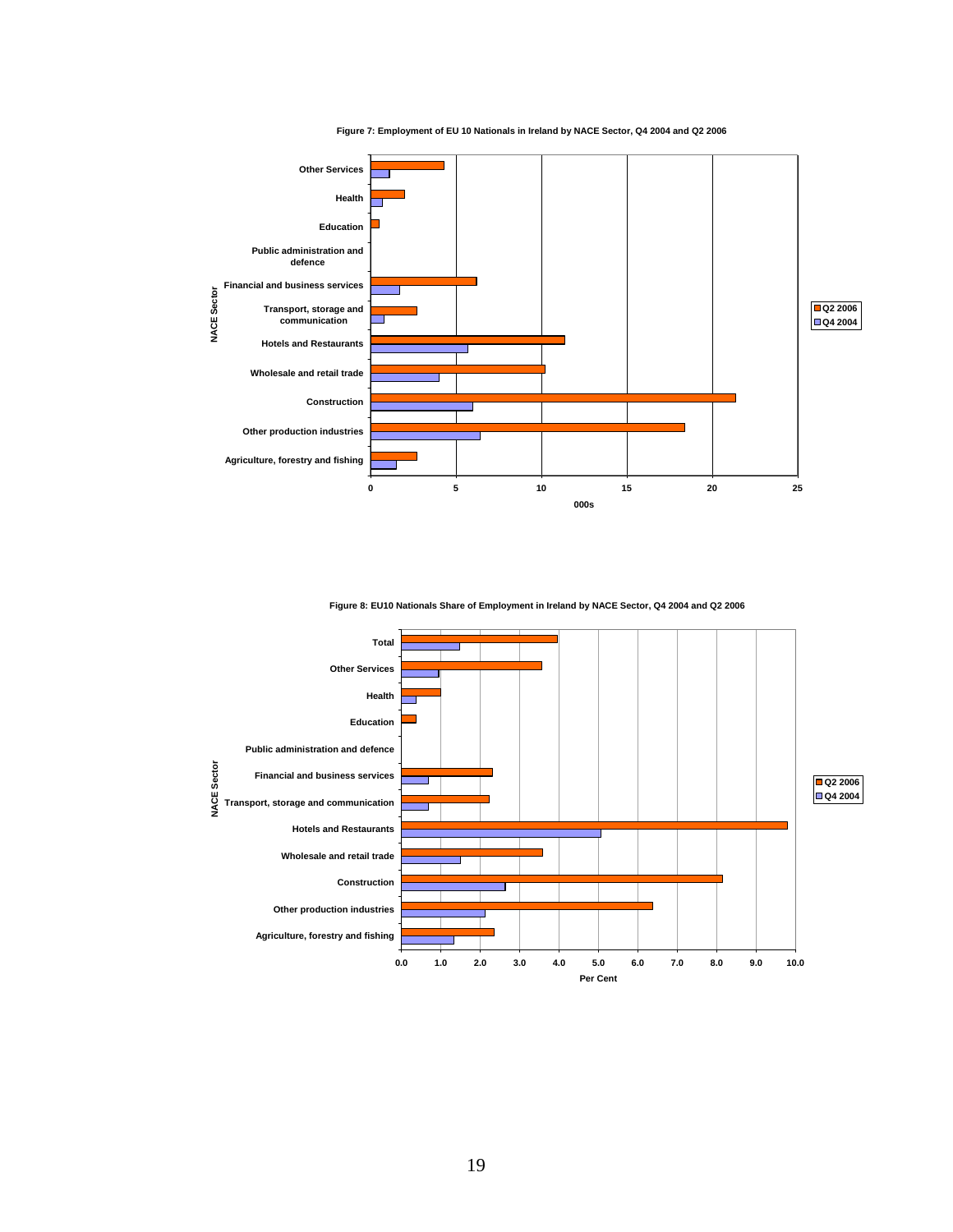**Figure 7: Employment of EU 10 Nationals in Ireland by NACE Sector, Q4 2004 and Q2 2006**

**Figure 8: EU10 Nationals Share of Employment in Ireland by NACE Sector, Q4 2004 and Q2 2006**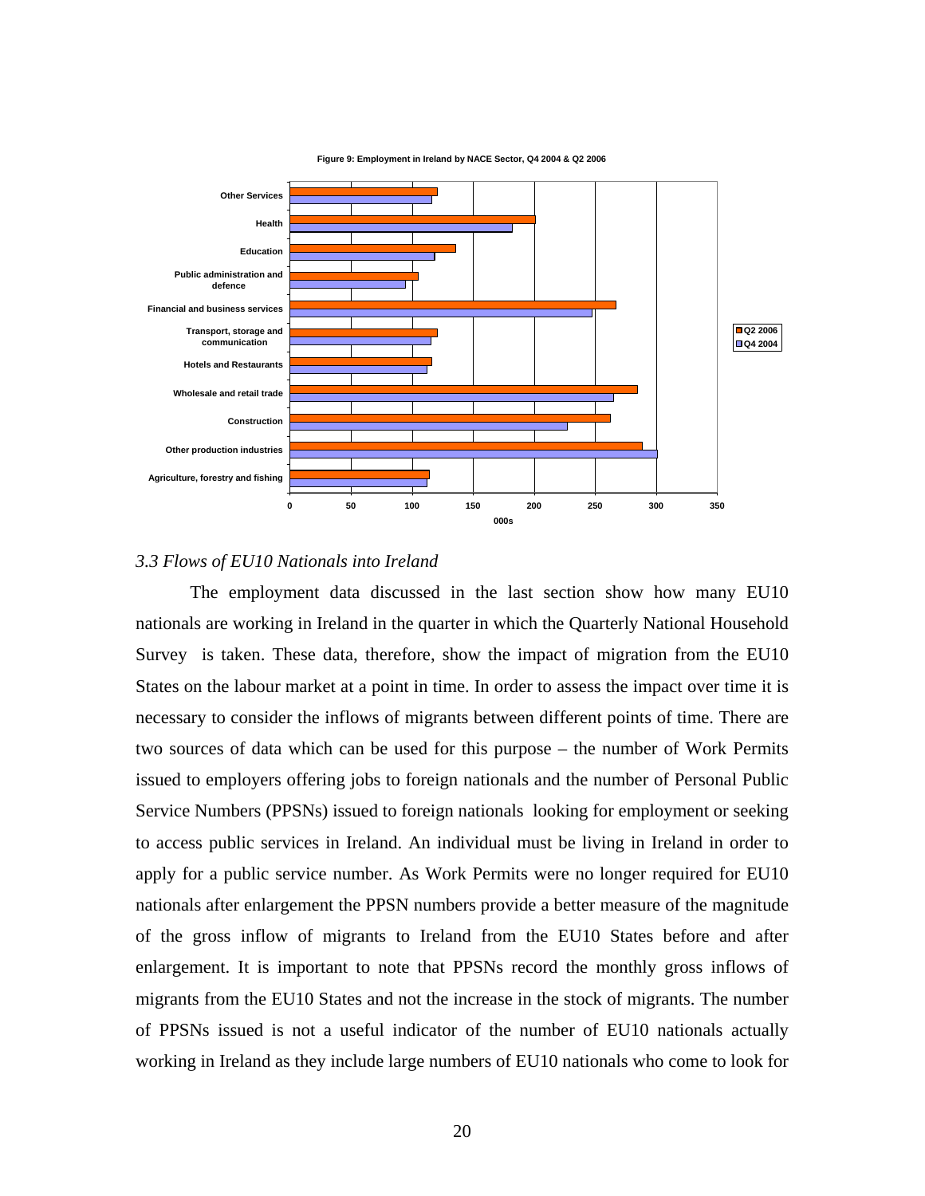Figure 9: Employment in Ireland by NACE Sector, Q4 2004 & Q2 2006

*3.3 Flows of EU10 Nationals into Ireland*

The employment data discussed in the last section show how many EU10 nationals are working in Ireland in the quarter in which the Quarterly National Household Survey is taken. These data, therefore, show the impact of migration from the EU10 States on the labour market at a point in time. In order to assess the impact over time it is necessary to consider the inflows of migrants between different points of time. There are two sources of data which can be used for this purpose – the number of Work Permits issued to employers offering jobs to foreign nationals and the number of Personal Public Service Numbers (PPSNs) issued to foreign nationals looking for employment or seeking to access public services in Ireland. An individual must be living in Ireland in order to apply for a public service number. As Work Permits were no longer required for EU10 nationals after enlargement the PPSN numbers provide a better measure of the magnitude of the gross inflow of migrants to Ireland from the EU10 States before and after enlargement. It is important to note that PPSNs record the monthly gross inflows of migrants from the EU10 States and not the increase in the stock of migrants. The number of PPSNs issued is not a useful indicator of the number of EU10 nationals actually working in Ireland as they include large numbers of EU10 nationals who come to look for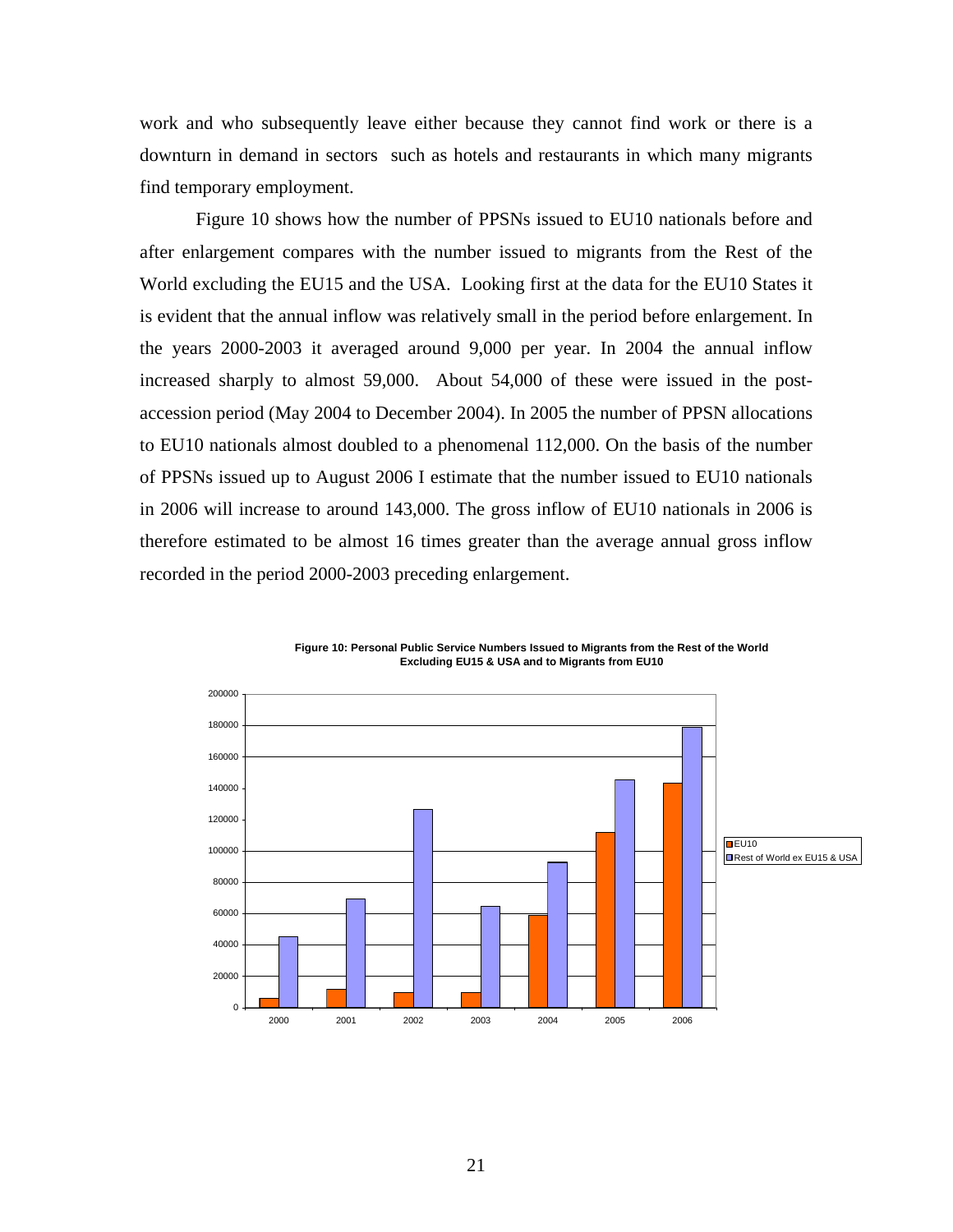work and who subsequently leave either because they cannot find work or there is a downturn in demand in sectors such as hotels and restaurants in which many migrants find temporary employment.

Figure 10 shows how the number of PPSNs issued to EU10 nationals before and after enlargement compares with the number issued to migrants from the Rest of the World excluding the EU15 and the USA. Looking first at the data for the EU10 States it is evident that the annual inflow was relatively small in the period before enlargement. In the years 2000-2003 it averaged around 9,000 per year. In 2004 the annual inflow increased sharply to almost 59,000. About 54,000 of these were issued in the post-accession period (May 2004 to December 2004). In 2005 the number of PPSN allocations to EU10 nationals almost doubled to a phenomenal 112,000. On the basis of the number of PPSNs issued up to August 2006 I estimate that the number issued to EU10 nationals in 2006 will increase to around 143,000. The gross inflow of EU10 nationals in 2006 is therefore estimated to be almost 16 times greater than the average annual gross inflow recorded in the period 2000-2003 preceding enlargement.

**Figure 10: Personal Public Service Numbers Issued to Migrants from the Rest of the World Excluding EU15 & USA and to Migrants from EU10**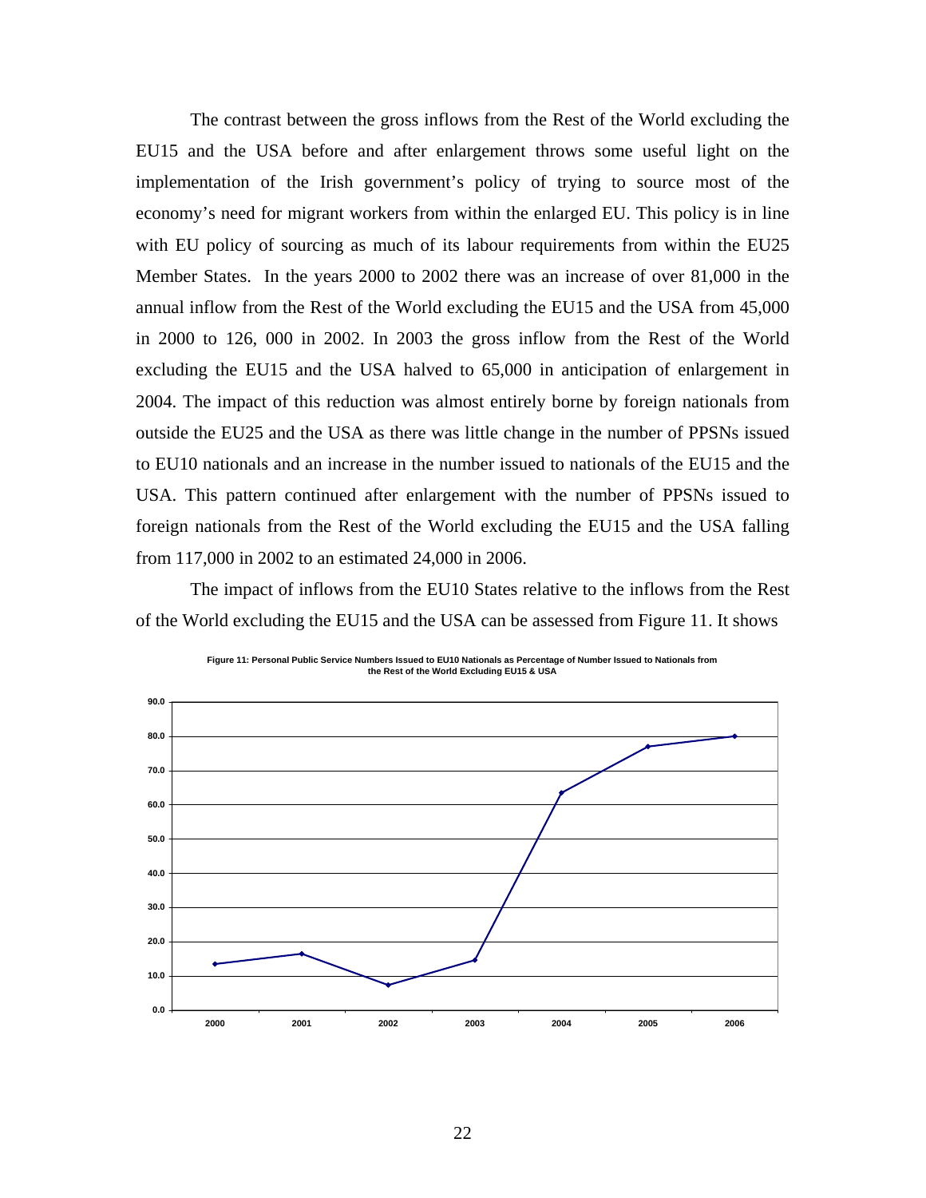The contrast between the gross inflows from the Rest of the World excluding the EU15 and the USA before and after enlargement throws some useful light on the implementation of the Irish government's policy of trying to source most of the economy's need for migrant workers from within the enlarged EU. This policy is in line with EU policy of sourcing as much of its labour requirements from within the EU25 Member States. In the years 2000 to 2002 there was an increase of over 81,000 in the annual inflow from the Rest of the World excluding the EU15 and the USA from 45,000 in 2000 to 126, 000 in 2002. In 2003 the gross inflow from the Rest of the World excluding the EU15 and the USA halved to 65,000 in anticipation of enlargement in 2004. The impact of this reduction was almost entirely borne by foreign nationals from outside the EU25 and the USA as there was little change in the number of PPSNs issued to EU10 nationals and an increase in the number issued to nationals of the EU15 and the USA. This pattern continued after enlargement with the number of PPSNs issued to foreign nationals from the Rest of the World excluding the EU15 and the USA falling from 117,000 in 2002 to an estimated 24,000 in 2006.

The impact of inflows from the EU10 States relative to the inflows from the Rest of the World excluding the EU15 and the USA can be assessed from Figure 11. It shows

**Figure 11: Personal Public Service Numbers Issued to EU10 Nationals as Percentage of Number Issued to Nationals from the Rest of the World Excluding EU15 & USA**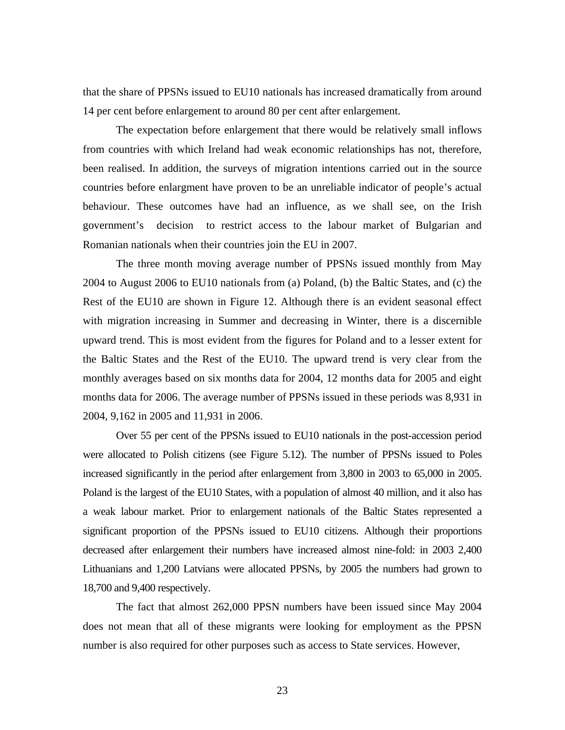that the share of PPSNs issued to EU10 nationals has increased dramatically from around 14 per cent before enlargement to around 80 per cent after enlargement.

The expectation before enlargement that there would be relatively small inflows from countries with which Ireland had weak economic relationships has not, therefore, been realised. In addition, the surveys of migration intentions carried out in the source countries before enlargment have proven to be an unreliable indicator of people's actual behaviour. These outcomes have had an influence, as we shall see, on the Irish government's decision to restrict access to the labour market of Bulgarian and Romanian nationals when their countries join the EU in 2007.

The three month moving average number of PPSNs issued monthly from May 2004 to August 2006 to EU10 nationals from (a) Poland, (b) the Baltic States, and (c) the Rest of the EU10 are shown in Figure 12. Although there is an evident seasonal effect with migration increasing in Summer and decreasing in Winter, there is a discernible upward trend. This is most evident from the figures for Poland and to a lesser extent for the Baltic States and the Rest of the EU10. The upward trend is very clear from the monthly averages based on six months data for 2004, 12 months data for 2005 and eight months data for 2006. The average number of PPSNs issued in these periods was 8,931 in 2004, 9,162 in 2005 and 11,931 in 2006.

Over 55 per cent of the PPSNs issued to EU10 nationals in the post-accession period were allocated to Polish citizens (see Figure 5.12). The number of PPSNs issued to Poles increased significantly in the period after enlargement from 3,800 in 2003 to 65,000 in 2005. Poland is the largest of the EU10 States, with a population of almost 40 million, and it also has a weak labour market. Prior to enlargement nationals of the Baltic States represented a significant proportion of the PPSNs issued to EU10 citizens. Although their proportions decreased after enlargement their numbers have increased almost nine-fold: in 2003 2,400 Lithuanians and 1,200 Latvians were allocated PPSNs, by 2005 the numbers had grown to 18,700 and 9,400 respectively.

The fact that almost 262,000 PPSN numbers have been issued since May 2004 does not mean that all of these migrants were looking for employment as the PPSN number is also required for other purposes such as access to State services. However,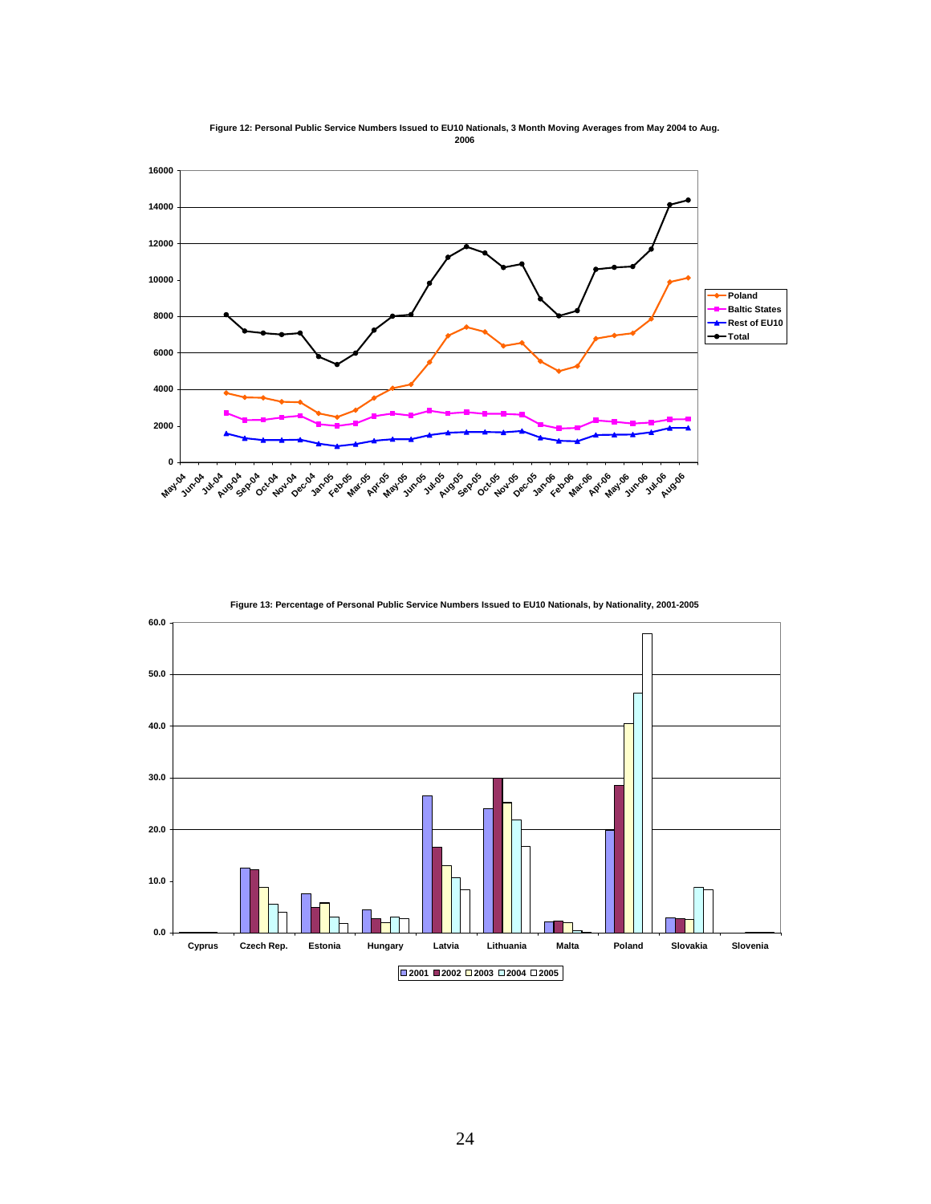**Figure 12: Personal Public Service Numbers Issued to EU10 Nationals, 3 Month Moving Averages from May 2004 to Aug. 2006**

**Figure 13: Percentage of Personal Public Service Numbers Issued to EU10 Nationals, by Nationality, 2001-2005**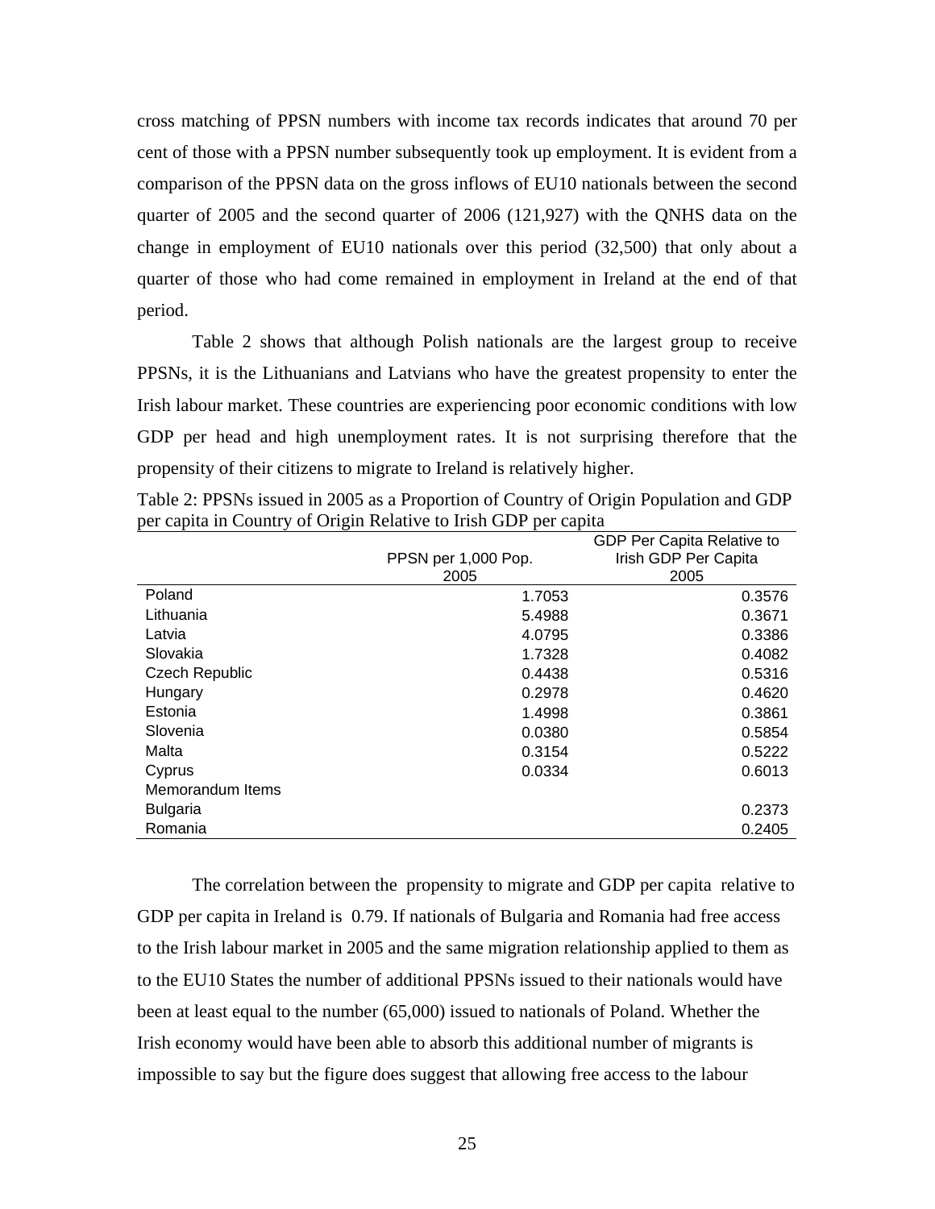cross matching of PPSN numbers with income tax records indicates that around 70 per cent of those with a PPSN number subsequently took up employment. It is evident from a comparison of the PPSN data on the gross inflows of EU10 nationals between the second quarter of 2005 and the second quarter of 2006 (121,927) with the QNHS data on the change in employment of EU10 nationals over this period (32,500) that only about a quarter of those who had come remained in employment in Ireland at the end of that period.

Table 2 shows that although Polish nationals are the largest group to receive PPSNs, it is the Lithuanians and Latvians who have the greatest propensity to enter the Irish labour market. These countries are experiencing poor economic conditions with low GDP per head and high unemployment rates. It is not surprising therefore that the propensity of their citizens to migrate to Ireland is relatively higher.

Table 2: PPSNs issued in 2005 as a Proportion of Country of Origin Population and GDP per capita in Country of Origin Relative to Irish GDP per capita

| | PPSN per 1,000 Pop. 2005 | GDP Per Capita Relative to Irish GDP Per Capita 2005 |
|---|---|---|
| Poland | 1.7053 | 0.3576 |
| Lithuania | 5.4988 | 0.3671 |
| Latvia | 4.0795 | 0.3386 |
| Slovakia | 1.7328 | 0.4082 |
| Czech Republic | 0.4438 | 0.5316 |
| Hungary | 0.2978 | 0.4620 |
| Estonia | 1.4998 | 0.3861 |
| Slovenia | 0.0380 | 0.5854 |
| Malta | 0.3154 | 0.5222 |
| Cyprus | 0.0334 | 0.6013 |
| Memorandum Items | | |
| Bulgaria | | 0.2373 |
| Romania | | 0.2405 |

The correlation between the propensity to migrate and GDP per capita relative to GDP per capita in Ireland is 0.79. If nationals of Bulgaria and Romania had free access to the Irish labour market in 2005 and the same migration relationship applied to them as to the EU10 States the number of additional PPSNs issued to their nationals would have been at least equal to the number (65,000) issued to nationals of Poland. Whether the Irish economy would have been able to absorb this additional number of migrants is impossible to say but the figure does suggest that allowing free access to the labour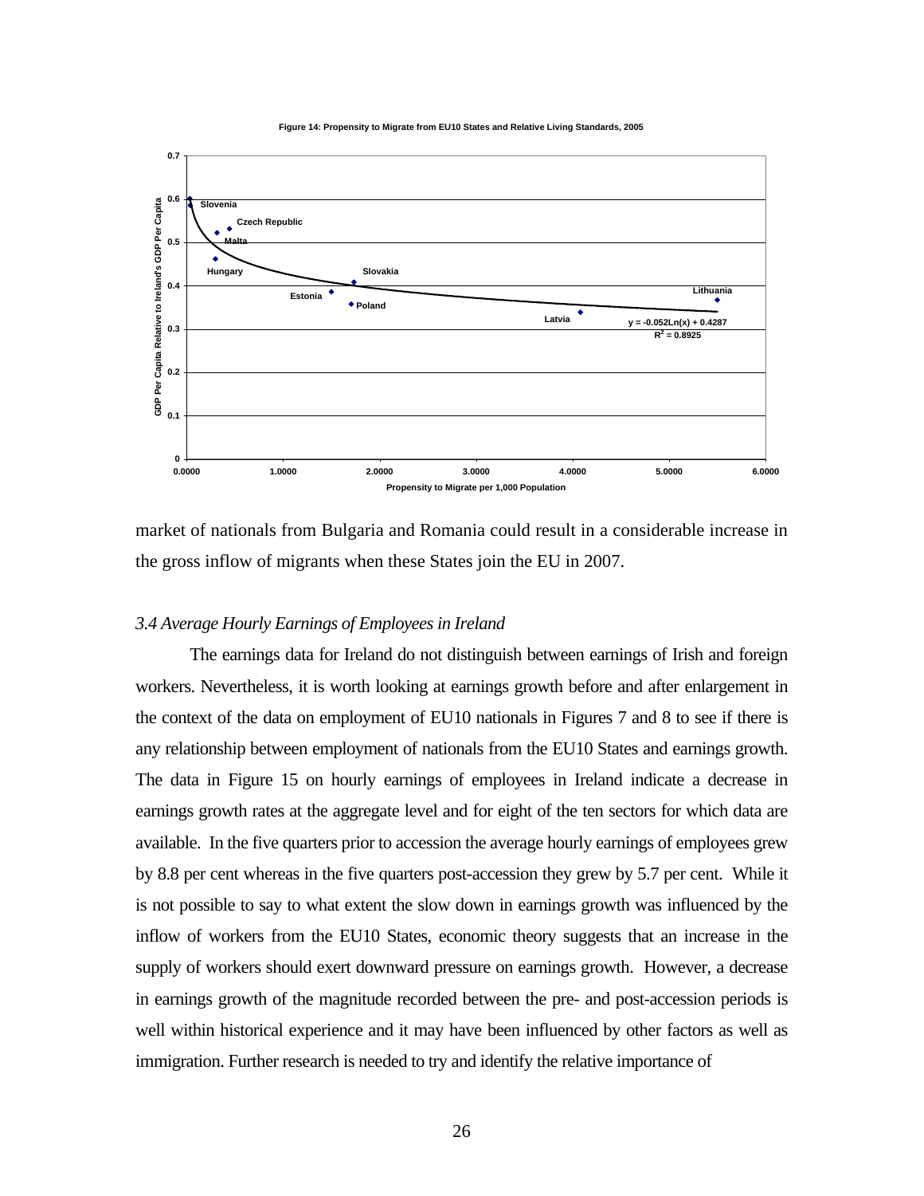**Figure 14: Propensity to Migrate from EU10 States and Relative Living Standards, 2005**

market of nationals from Bulgaria and Romania could result in a considerable increase in the gross inflow of migrants when these States join the EU in 2007.

### *3.4 Average Hourly Earnings of Employees in Ireland*

The earnings data for Ireland do not distinguish between earnings of Irish and foreign workers. Nevertheless, it is worth looking at earnings growth before and after enlargement in the context of the data on employment of EU10 nationals in Figures 7 and 8 to see if there is any relationship between employment of nationals from the EU10 States and earnings growth. The data in Figure 15 on hourly earnings of employees in Ireland indicate a decrease in earnings growth rates at the aggregate level and for eight of the ten sectors for which data are available. In the five quarters prior to accession the average hourly earnings of employees grew by 8.8 per cent whereas in the five quarters post-accession they grew by 5.7 per cent. While it is not possible to say to what extent the slow down in earnings growth was influenced by the inflow of workers from the EU10 States, economic theory suggests that an increase in the supply of workers should exert downward pressure on earnings growth. However, a decrease in earnings growth of the magnitude recorded between the pre- and post-accession periods is well within historical experience and it may have been influenced by other factors as well as immigration. Further research is needed to try and identify the relative importance of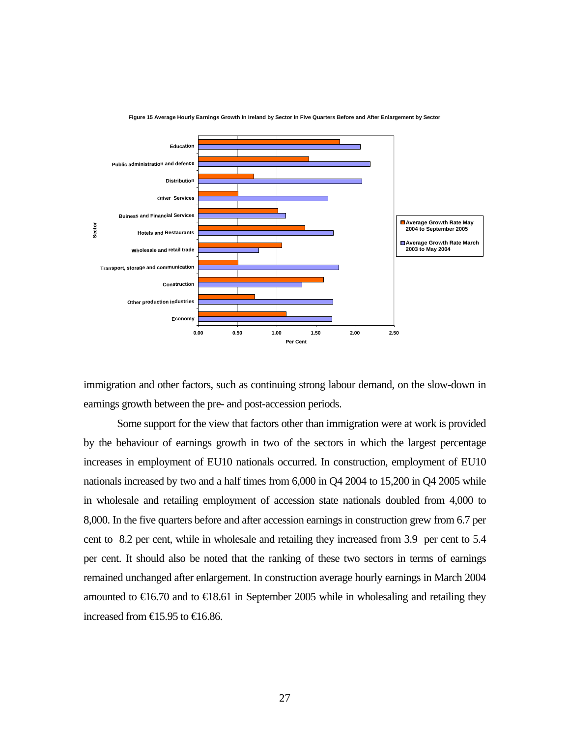**Figure 15 Average Hourly Earnings Growth in Ireland by Sector in Five Quarters Before and After Enlargement by Sector**

immigration and other factors, such as continuing strong labour demand, on the slow-down in earnings growth between the pre- and post-accession periods.

Some support for the view that factors other than immigration were at work is provided by the behaviour of earnings growth in two of the sectors in which the largest percentage increases in employment of EU10 nationals occurred. In construction, employment of EU10 nationals increased by two and a half times from 6,000 in Q4 2004 to 15,200 in Q4 2005 while in wholesale and retailing employment of accession state nationals doubled from 4,000 to 8,000. In the five quarters before and after accession earnings in construction grew from 6.7 per cent to 8.2 per cent, while in wholesale and retailing they increased from 3.9 per cent to 5.4 per cent. It should also be noted that the ranking of these two sectors in terms of earnings remained unchanged after enlargement. In construction average hourly earnings in March 2004 amounted to €16.70 and to €18.61 in September 2005 while in wholesaling and retailing they increased from €15.95 to €16.86.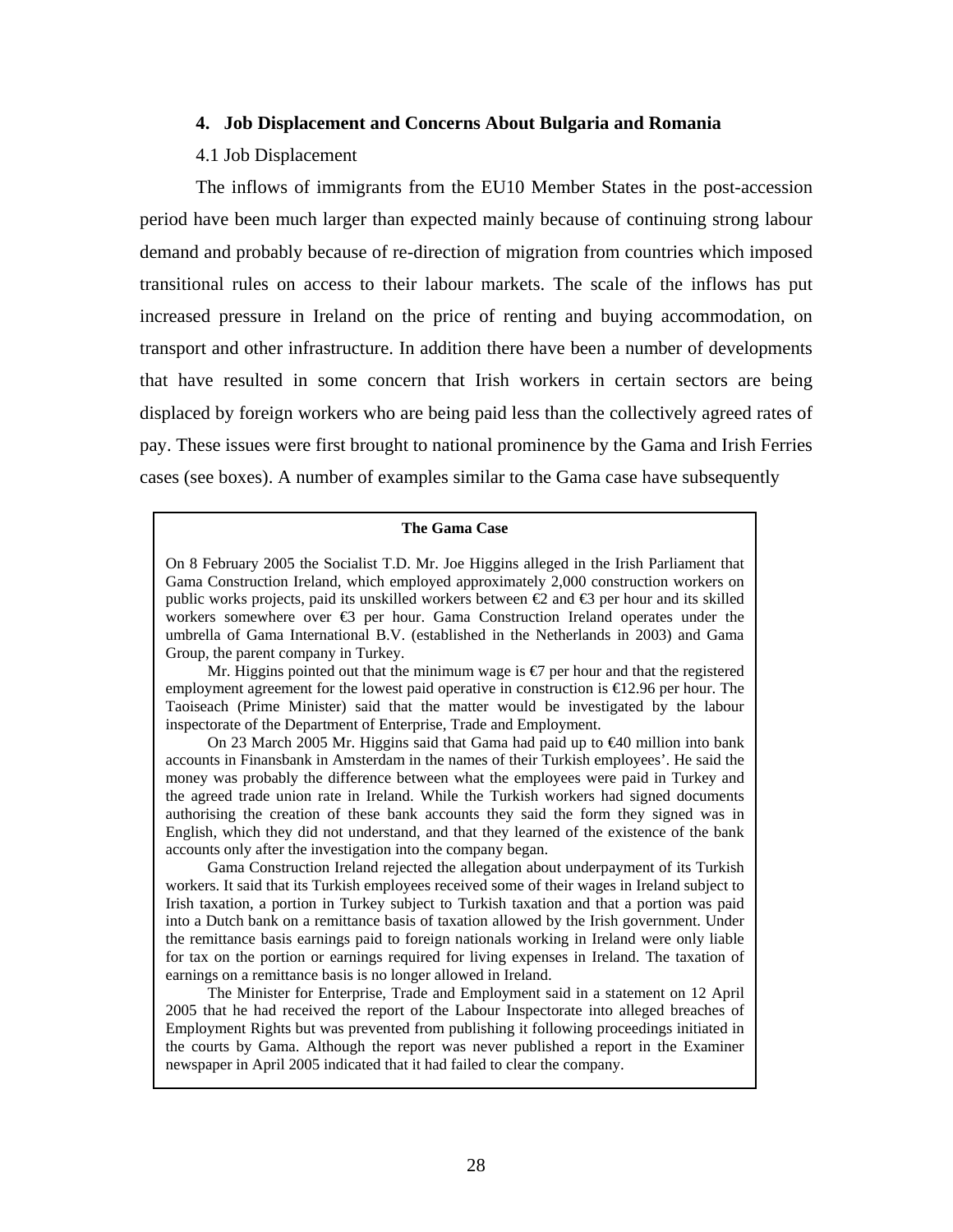## 4. Job Displacement and Concerns About Bulgaria and Romania

### 4.1 Job Displacement

The inflows of immigrants from the EU10 Member States in the post-accession period have been much larger than expected mainly because of continuing strong labour demand and probably because of re-direction of migration from countries which imposed transitional rules on access to their labour markets. The scale of the inflows has put increased pressure in Ireland on the price of renting and buying accommodation, on transport and other infrastructure. In addition there have been a number of developments that have resulted in some concern that Irish workers in certain sectors are being displaced by foreign workers who are being paid less than the collectively agreed rates of pay. These issues were first brought to national prominence by the Gama and Irish Ferries cases (see boxes). A number of examples similar to the Gama case have subsequently

> **The Gama Case**
>
> On 8 February 2005 the Socialist T.D. Mr. Joe Higgins alleged in the Irish Parliament that Gama Construction Ireland, which employed approximately 2,000 construction workers on public works projects, paid its unskilled workers between €2 and €3 per hour and its skilled workers somewhere over €3 per hour. Gama Construction Ireland operates under the umbrella of Gama International B.V. (established in the Netherlands in 2003) and Gama Group, the parent company in Turkey.
>
> Mr. Higgins pointed out that the minimum wage is €7 per hour and that the registered employment agreement for the lowest paid operative in construction is €12.96 per hour. The Taoiseach (Prime Minister) said that the matter would be investigated by the labour inspectorate of the Department of Enterprise, Trade and Employment.
>
> On 23 March 2005 Mr. Higgins said that Gama had paid up to €40 million into bank accounts in Finansbank in Amsterdam in the names of their Turkish employees'. He said the money was probably the difference between what the employees were paid in Turkey and the agreed trade union rate in Ireland. While the Turkish workers had signed documents authorising the creation of these bank accounts they said the form they signed was in English, which they did not understand, and that they learned of the existence of the bank accounts only after the investigation into the company began.
>
> Gama Construction Ireland rejected the allegation about underpayment of its Turkish workers. It said that its Turkish employees received some of their wages in Ireland subject to Irish taxation, a portion in Turkey subject to Turkish taxation and that a portion was paid into a Dutch bank on a remittance basis of taxation allowed by the Irish government. Under the remittance basis earnings paid to foreign nationals working in Ireland were only liable for tax on the portion or earnings required for living expenses in Ireland. The taxation of earnings on a remittance basis is no longer allowed in Ireland.
>
> The Minister for Enterprise, Trade and Employment said in a statement on 12 April 2005 that he had received the report of the Labour Inspectorate into alleged breaches of Employment Rights but was prevented from publishing it following proceedings initiated in the courts by Gama. Although the report was never published a report in the Examiner newspaper in April 2005 indicated that it had failed to clear the company.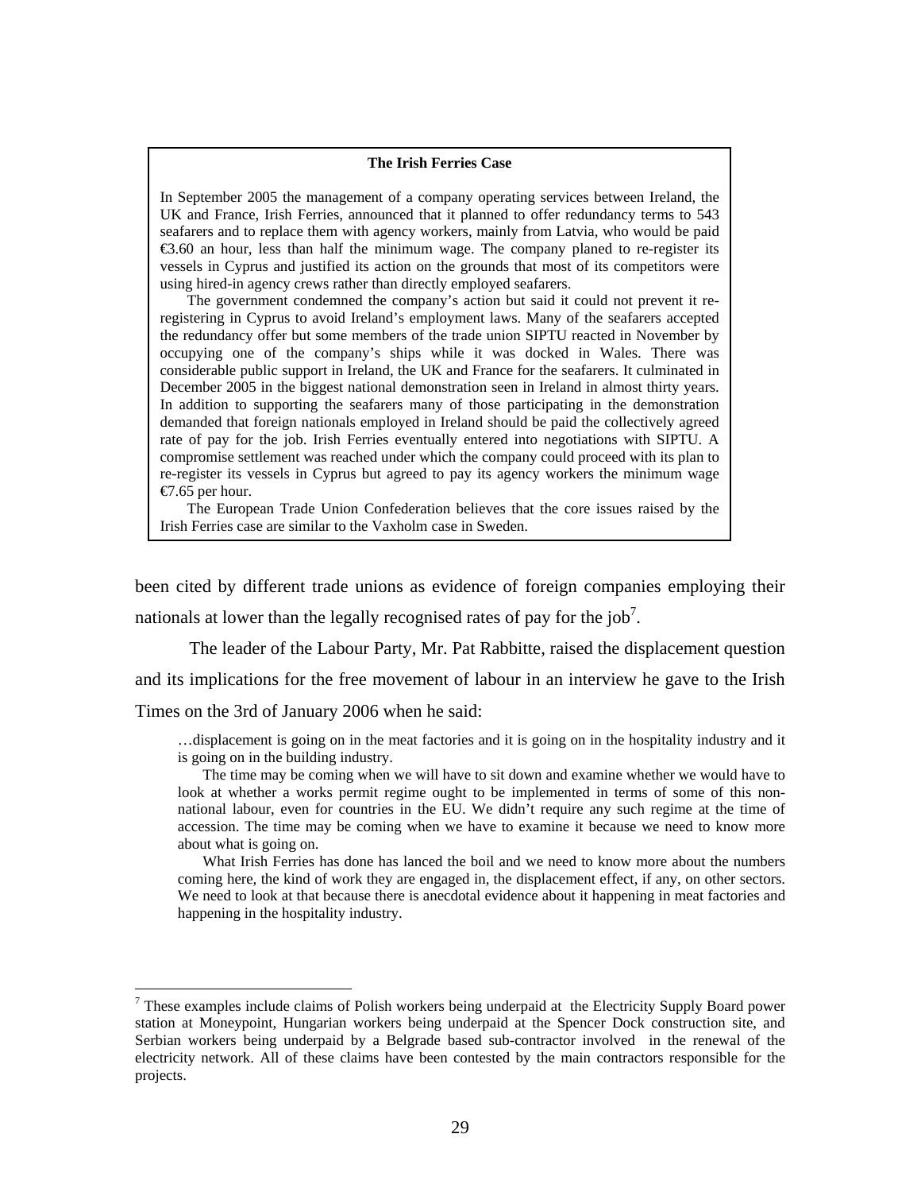**The Irish Ferries Case**

In September 2005 the management of a company operating services between Ireland, the UK and France, Irish Ferries, announced that it planned to offer redundancy terms to 543 seafarers and to replace them with agency workers, mainly from Latvia, who would be paid €3.60 an hour, less than half the minimum wage. The company planed to re-register its vessels in Cyprus and justified its action on the grounds that most of its competitors were using hired-in agency crews rather than directly employed seafarers.

The government condemned the company's action but said it could not prevent it re-registering in Cyprus to avoid Ireland's employment laws. Many of the seafarers accepted the redundancy offer but some members of the trade union SIPTU reacted in November by occupying one of the company's ships while it was docked in Wales. There was considerable public support in Ireland, the UK and France for the seafarers. It culminated in December 2005 in the biggest national demonstration seen in Ireland in almost thirty years. In addition to supporting the seafarers many of those participating in the demonstration demanded that foreign nationals employed in Ireland should be paid the collectively agreed rate of pay for the job. Irish Ferries eventually entered into negotiations with SIPTU. A compromise settlement was reached under which the company could proceed with its plan to re-register its vessels in Cyprus but agreed to pay its agency workers the minimum wage €7.65 per hour.

The European Trade Union Confederation believes that the core issues raised by the Irish Ferries case are similar to the Vaxholm case in Sweden.

been cited by different trade unions as evidence of foreign companies employing their nationals at lower than the legally recognised rates of pay for the job[7].

The leader of the Labour Party, Mr. Pat Rabbitte, raised the displacement question and its implications for the free movement of labour in an interview he gave to the Irish Times on the 3rd of January 2006 when he said:

> …displacement is going on in the meat factories and it is going on in the hospitality industry and it is going on in the building industry.
>
> The time may be coming when we will have to sit down and examine whether we would have to look at whether a works permit regime ought to be implemented in terms of some of this non-national labour, even for countries in the EU. We didn't require any such regime at the time of accession. The time may be coming when we have to examine it because we need to know more about what is going on.
>
> What Irish Ferries has done has lanced the boil and we need to know more about the numbers coming here, the kind of work they are engaged in, the displacement effect, if any, on other sectors. We need to look at that because there is anecdotal evidence about it happening in meat factories and happening in the hospitality industry.

[7] These examples include claims of Polish workers being underpaid at the Electricity Supply Board power station at Moneypoint, Hungarian workers being underpaid at the Spencer Dock construction site, and Serbian workers being underpaid by a Belgrade based sub-contractor involved in the renewal of the electricity network. All of these claims have been contested by the main contractors responsible for the projects.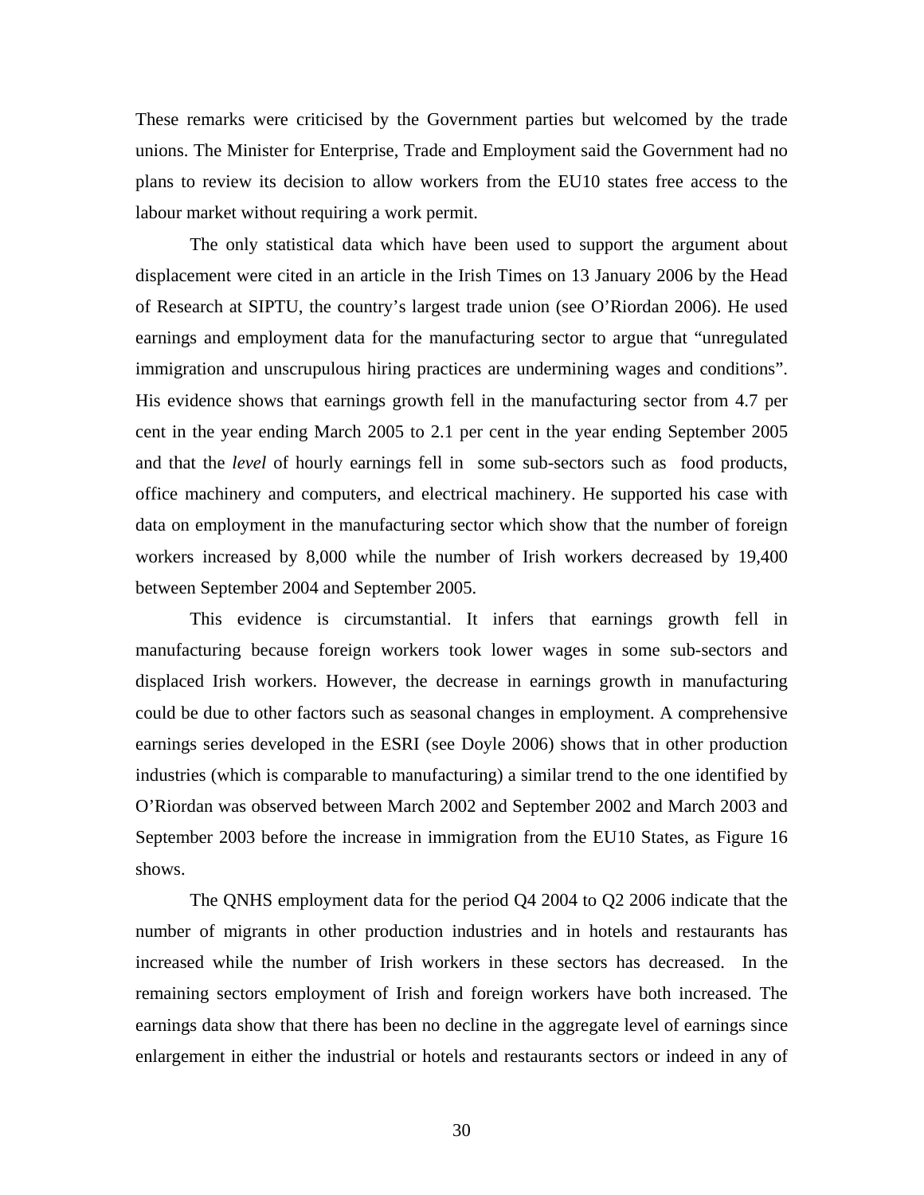These remarks were criticised by the Government parties but welcomed by the trade unions. The Minister for Enterprise, Trade and Employment said the Government had no plans to review its decision to allow workers from the EU10 states free access to the labour market without requiring a work permit.

The only statistical data which have been used to support the argument about displacement were cited in an article in the Irish Times on 13 January 2006 by the Head of Research at SIPTU, the country's largest trade union (see O'Riordan 2006). He used earnings and employment data for the manufacturing sector to argue that "unregulated immigration and unscrupulous hiring practices are undermining wages and conditions". His evidence shows that earnings growth fell in the manufacturing sector from 4.7 per cent in the year ending March 2005 to 2.1 per cent in the year ending September 2005 and that the *level* of hourly earnings fell in some sub-sectors such as food products, office machinery and computers, and electrical machinery. He supported his case with data on employment in the manufacturing sector which show that the number of foreign workers increased by 8,000 while the number of Irish workers decreased by 19,400 between September 2004 and September 2005.

This evidence is circumstantial. It infers that earnings growth fell in manufacturing because foreign workers took lower wages in some sub-sectors and displaced Irish workers. However, the decrease in earnings growth in manufacturing could be due to other factors such as seasonal changes in employment. A comprehensive earnings series developed in the ESRI (see Doyle 2006) shows that in other production industries (which is comparable to manufacturing) a similar trend to the one identified by O'Riordan was observed between March 2002 and September 2002 and March 2003 and September 2003 before the increase in immigration from the EU10 States, as Figure 16 shows.

The QNHS employment data for the period Q4 2004 to Q2 2006 indicate that the number of migrants in other production industries and in hotels and restaurants has increased while the number of Irish workers in these sectors has decreased. In the remaining sectors employment of Irish and foreign workers have both increased. The earnings data show that there has been no decline in the aggregate level of earnings since enlargement in either the industrial or hotels and restaurants sectors or indeed in any of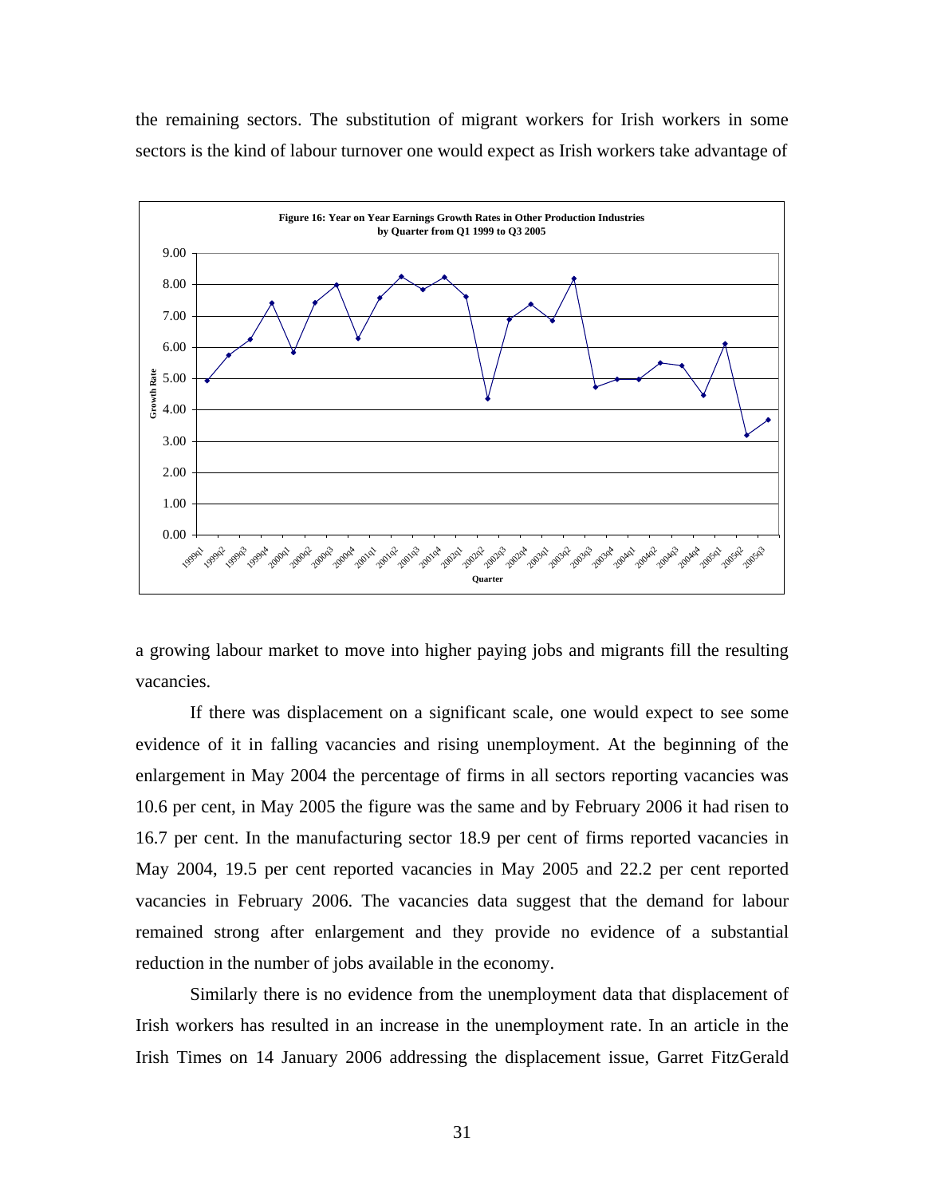the remaining sectors. The substitution of migrant workers for Irish workers in some sectors is the kind of labour turnover one would expect as Irish workers take advantage of

**Figure 16: Year on Year Earnings Growth Rates in Other Production Industries by Quarter from Q1 1999 to Q3 2005**

a growing labour market to move into higher paying jobs and migrants fill the resulting vacancies.

If there was displacement on a significant scale, one would expect to see some evidence of it in falling vacancies and rising unemployment. At the beginning of the enlargement in May 2004 the percentage of firms in all sectors reporting vacancies was 10.6 per cent, in May 2005 the figure was the same and by February 2006 it had risen to 16.7 per cent. In the manufacturing sector 18.9 per cent of firms reported vacancies in May 2004, 19.5 per cent reported vacancies in May 2005 and 22.2 per cent reported vacancies in February 2006. The vacancies data suggest that the demand for labour remained strong after enlargement and they provide no evidence of a substantial reduction in the number of jobs available in the economy.

Similarly there is no evidence from the unemployment data that displacement of Irish workers has resulted in an increase in the unemployment rate. In an article in the Irish Times on 14 January 2006 addressing the displacement issue, Garret FitzGerald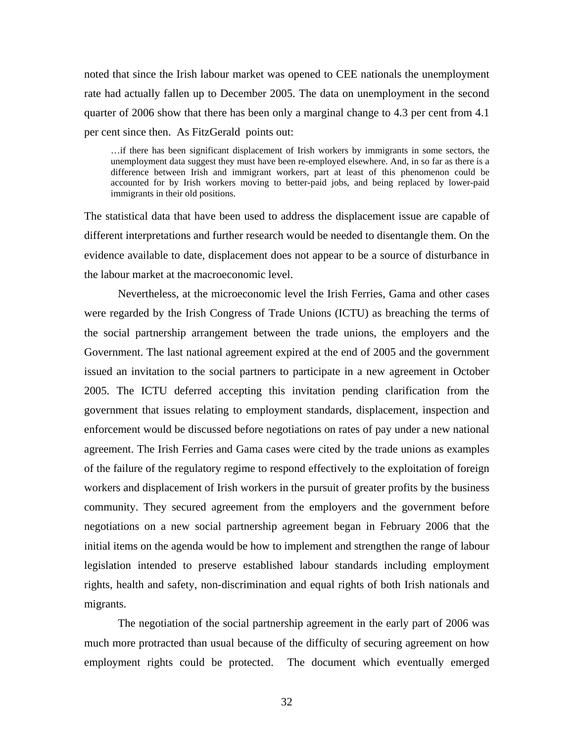noted that since the Irish labour market was opened to CEE nationals the unemployment rate had actually fallen up to December 2005. The data on unemployment in the second quarter of 2006 show that there has been only a marginal change to 4.3 per cent from 4.1 per cent since then. As FitzGerald points out:

> …if there has been significant displacement of Irish workers by immigrants in some sectors, the unemployment data suggest they must have been re-employed elsewhere. And, in so far as there is a difference between Irish and immigrant workers, part at least of this phenomenon could be accounted for by Irish workers moving to better-paid jobs, and being replaced by lower-paid immigrants in their old positions.

The statistical data that have been used to address the displacement issue are capable of different interpretations and further research would be needed to disentangle them. On the evidence available to date, displacement does not appear to be a source of disturbance in the labour market at the macroeconomic level.

Nevertheless, at the microeconomic level the Irish Ferries, Gama and other cases were regarded by the Irish Congress of Trade Unions (ICTU) as breaching the terms of the social partnership arrangement between the trade unions, the employers and the Government. The last national agreement expired at the end of 2005 and the government issued an invitation to the social partners to participate in a new agreement in October 2005. The ICTU deferred accepting this invitation pending clarification from the government that issues relating to employment standards, displacement, inspection and enforcement would be discussed before negotiations on rates of pay under a new national agreement. The Irish Ferries and Gama cases were cited by the trade unions as examples of the failure of the regulatory regime to respond effectively to the exploitation of foreign workers and displacement of Irish workers in the pursuit of greater profits by the business community. They secured agreement from the employers and the government before negotiations on a new social partnership agreement began in February 2006 that the initial items on the agenda would be how to implement and strengthen the range of labour legislation intended to preserve established labour standards including employment rights, health and safety, non-discrimination and equal rights of both Irish nationals and migrants.

The negotiation of the social partnership agreement in the early part of 2006 was much more protracted than usual because of the difficulty of securing agreement on how employment rights could be protected. The document which eventually emerged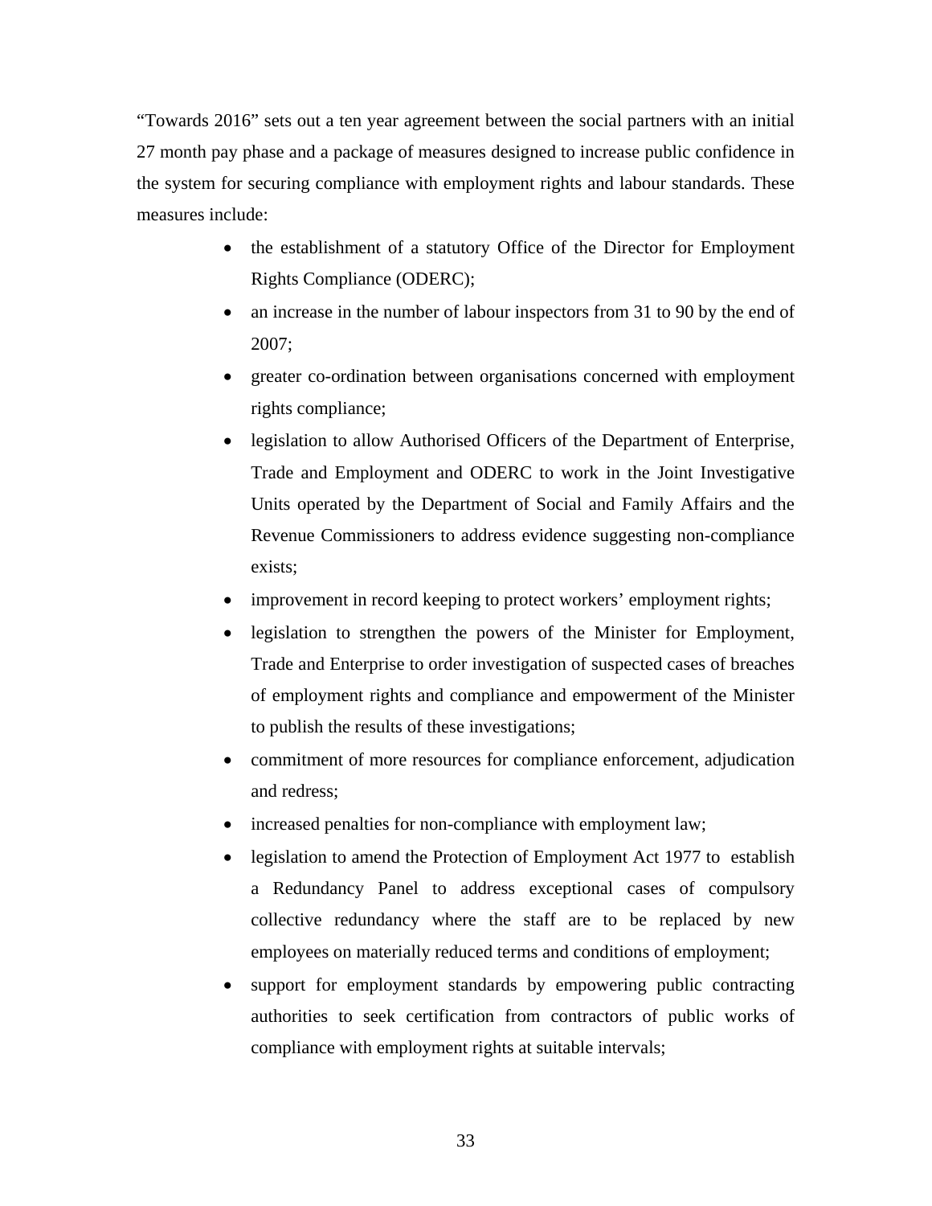"Towards 2016" sets out a ten year agreement between the social partners with an initial 27 month pay phase and a package of measures designed to increase public confidence in the system for securing compliance with employment rights and labour standards. These measures include:

- the establishment of a statutory Office of the Director for Employment Rights Compliance (ODERC);
- an increase in the number of labour inspectors from 31 to 90 by the end of 2007;
- greater co-ordination between organisations concerned with employment rights compliance;
- legislation to allow Authorised Officers of the Department of Enterprise, Trade and Employment and ODERC to work in the Joint Investigative Units operated by the Department of Social and Family Affairs and the Revenue Commissioners to address evidence suggesting non-compliance exists;
- improvement in record keeping to protect workers' employment rights;
- legislation to strengthen the powers of the Minister for Employment, Trade and Enterprise to order investigation of suspected cases of breaches of employment rights and compliance and empowerment of the Minister to publish the results of these investigations;
- commitment of more resources for compliance enforcement, adjudication and redress;
- increased penalties for non-compliance with employment law;
- legislation to amend the Protection of Employment Act 1977 to establish a Redundancy Panel to address exceptional cases of compulsory collective redundancy where the staff are to be replaced by new employees on materially reduced terms and conditions of employment;
- support for employment standards by empowering public contracting authorities to seek certification from contractors of public works of compliance with employment rights at suitable intervals;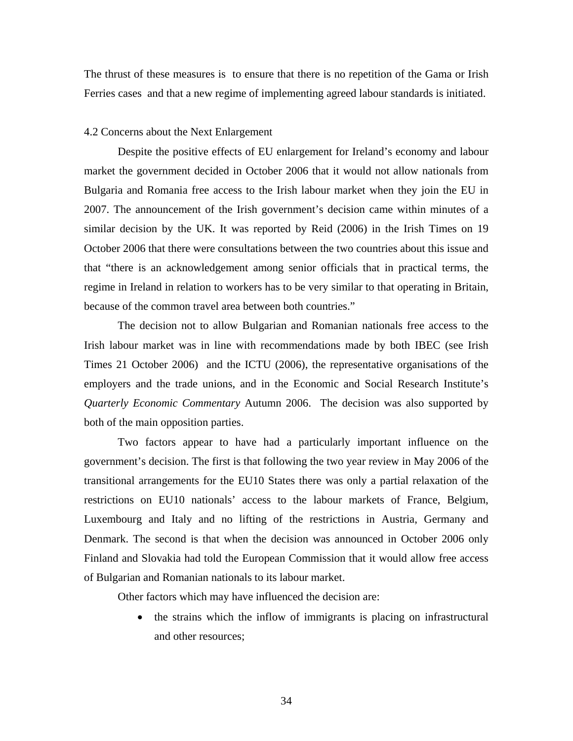The thrust of these measures is to ensure that there is no repetition of the Gama or Irish Ferries cases and that a new regime of implementing agreed labour standards is initiated.

## 4.2 Concerns about the Next Enlargement

Despite the positive effects of EU enlargement for Ireland's economy and labour market the government decided in October 2006 that it would not allow nationals from Bulgaria and Romania free access to the Irish labour market when they join the EU in 2007. The announcement of the Irish government's decision came within minutes of a similar decision by the UK. It was reported by Reid (2006) in the Irish Times on 19 October 2006 that there were consultations between the two countries about this issue and that "there is an acknowledgement among senior officials that in practical terms, the regime in Ireland in relation to workers has to be very similar to that operating in Britain, because of the common travel area between both countries."

The decision not to allow Bulgarian and Romanian nationals free access to the Irish labour market was in line with recommendations made by both IBEC (see Irish Times 21 October 2006) and the ICTU (2006), the representative organisations of the employers and the trade unions, and in the Economic and Social Research Institute's *Quarterly Economic Commentary* Autumn 2006. The decision was also supported by both of the main opposition parties.

Two factors appear to have had a particularly important influence on the government's decision. The first is that following the two year review in May 2006 of the transitional arrangements for the EU10 States there was only a partial relaxation of the restrictions on EU10 nationals' access to the labour markets of France, Belgium, Luxembourg and Italy and no lifting of the restrictions in Austria, Germany and Denmark. The second is that when the decision was announced in October 2006 only Finland and Slovakia had told the European Commission that it would allow free access of Bulgarian and Romanian nationals to its labour market.

Other factors which may have influenced the decision are:

- the strains which the inflow of immigrants is placing on infrastructural and other resources;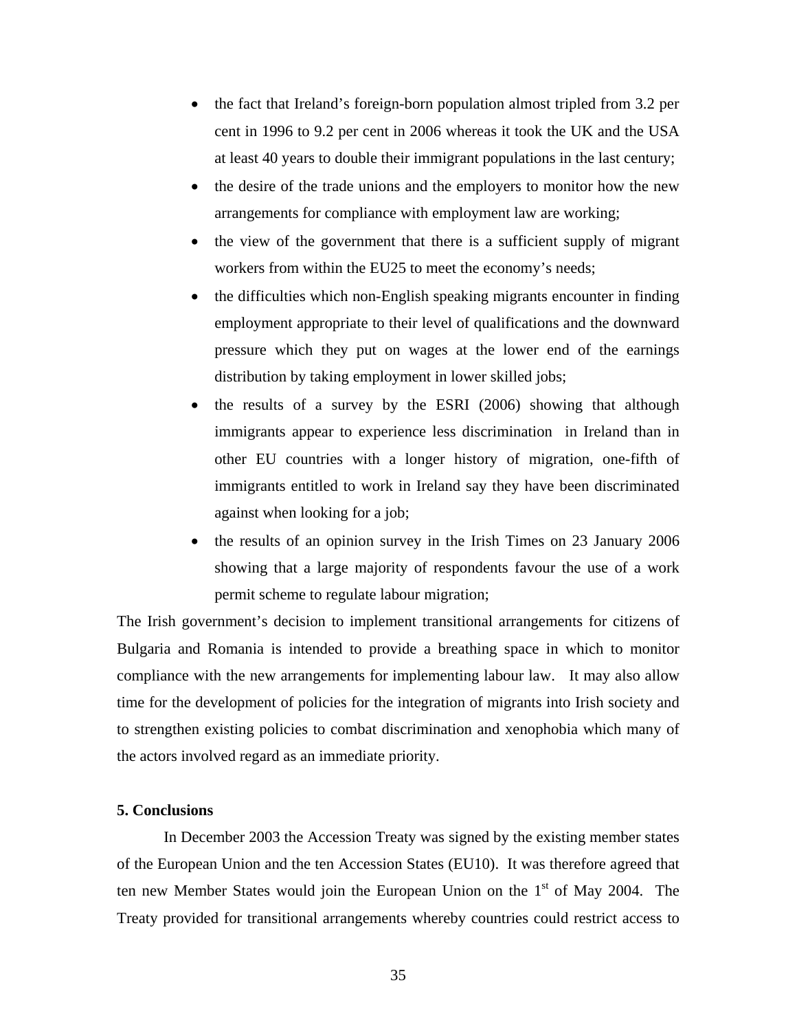- the fact that Ireland's foreign-born population almost tripled from 3.2 per cent in 1996 to 9.2 per cent in 2006 whereas it took the UK and the USA at least 40 years to double their immigrant populations in the last century;
- the desire of the trade unions and the employers to monitor how the new arrangements for compliance with employment law are working;
- the view of the government that there is a sufficient supply of migrant workers from within the EU25 to meet the economy's needs;
- the difficulties which non-English speaking migrants encounter in finding employment appropriate to their level of qualifications and the downward pressure which they put on wages at the lower end of the earnings distribution by taking employment in lower skilled jobs;
- the results of a survey by the ESRI (2006) showing that although immigrants appear to experience less discrimination in Ireland than in other EU countries with a longer history of migration, one-fifth of immigrants entitled to work in Ireland say they have been discriminated against when looking for a job;
- the results of an opinion survey in the Irish Times on 23 January 2006 showing that a large majority of respondents favour the use of a work permit scheme to regulate labour migration;

The Irish government's decision to implement transitional arrangements for citizens of Bulgaria and Romania is intended to provide a breathing space in which to monitor compliance with the new arrangements for implementing labour law. It may also allow time for the development of policies for the integration of migrants into Irish society and to strengthen existing policies to combat discrimination and xenophobia which many of the actors involved regard as an immediate priority.

**5. Conclusions**

In December 2003 the Accession Treaty was signed by the existing member states of the European Union and the ten Accession States (EU10). It was therefore agreed that ten new Member States would join the European Union on the 1st of May 2004. The Treaty provided for transitional arrangements whereby countries could restrict access to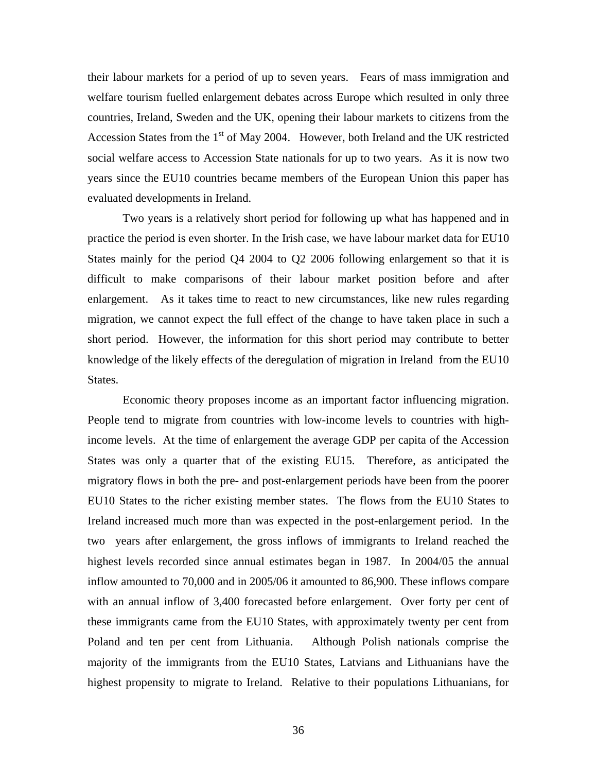their labour markets for a period of up to seven years. Fears of mass immigration and welfare tourism fuelled enlargement debates across Europe which resulted in only three countries, Ireland, Sweden and the UK, opening their labour markets to citizens from the Accession States from the 1st of May 2004. However, both Ireland and the UK restricted social welfare access to Accession State nationals for up to two years. As it is now two years since the EU10 countries became members of the European Union this paper has evaluated developments in Ireland.

Two years is a relatively short period for following up what has happened and in practice the period is even shorter. In the Irish case, we have labour market data for EU10 States mainly for the period Q4 2004 to Q2 2006 following enlargement so that it is difficult to make comparisons of their labour market position before and after enlargement. As it takes time to react to new circumstances, like new rules regarding migration, we cannot expect the full effect of the change to have taken place in such a short period. However, the information for this short period may contribute to better knowledge of the likely effects of the deregulation of migration in Ireland from the EU10 States.

Economic theory proposes income as an important factor influencing migration. People tend to migrate from countries with low-income levels to countries with high-income levels. At the time of enlargement the average GDP per capita of the Accession States was only a quarter that of the existing EU15. Therefore, as anticipated the migratory flows in both the pre- and post-enlargement periods have been from the poorer EU10 States to the richer existing member states. The flows from the EU10 States to Ireland increased much more than was expected in the post-enlargement period. In the two years after enlargement, the gross inflows of immigrants to Ireland reached the highest levels recorded since annual estimates began in 1987. In 2004/05 the annual inflow amounted to 70,000 and in 2005/06 it amounted to 86,900. These inflows compare with an annual inflow of 3,400 forecasted before enlargement. Over forty per cent of these immigrants came from the EU10 States, with approximately twenty per cent from Poland and ten per cent from Lithuania. Although Polish nationals comprise the majority of the immigrants from the EU10 States, Latvians and Lithuanians have the highest propensity to migrate to Ireland. Relative to their populations Lithuanians, for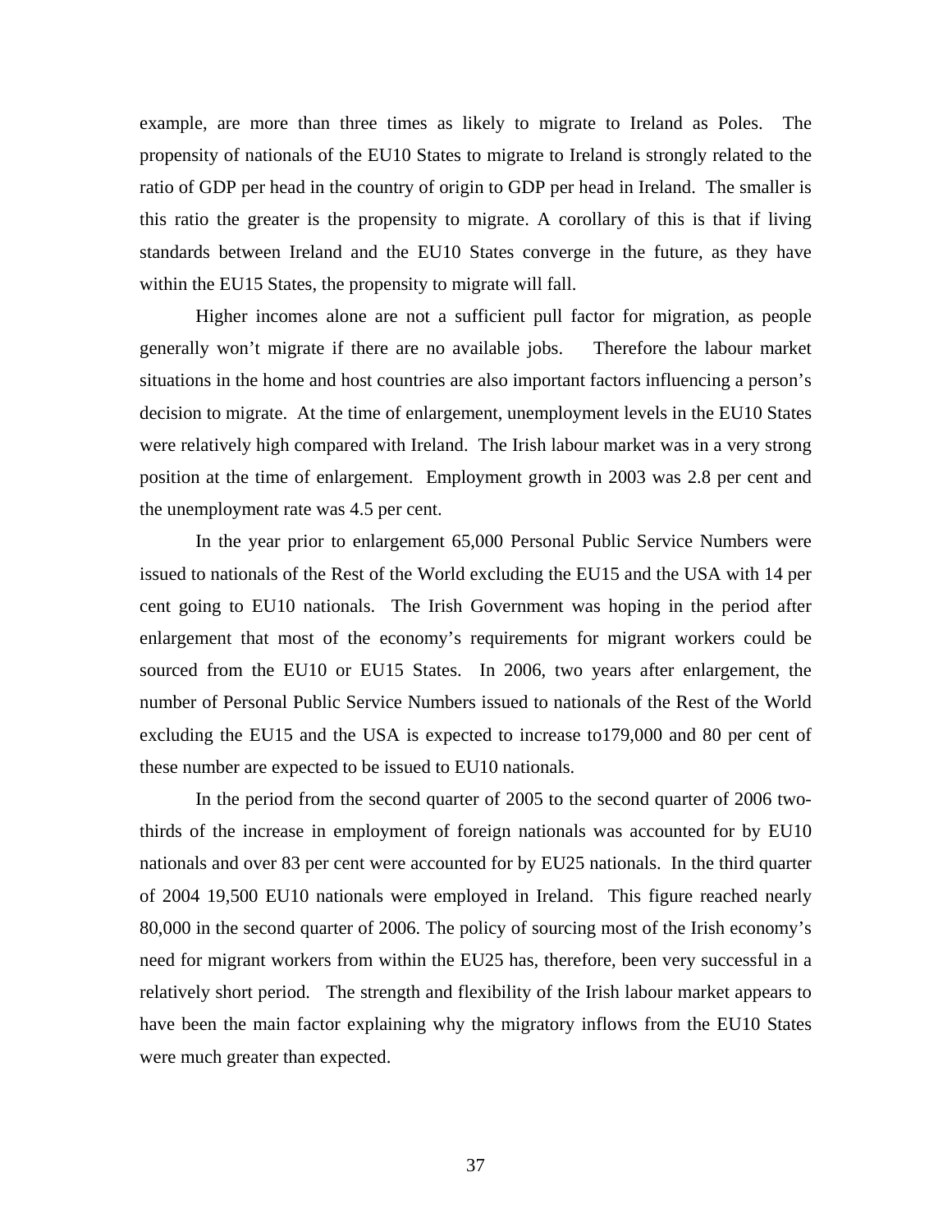example, are more than three times as likely to migrate to Ireland as Poles. The propensity of nationals of the EU10 States to migrate to Ireland is strongly related to the ratio of GDP per head in the country of origin to GDP per head in Ireland. The smaller is this ratio the greater is the propensity to migrate. A corollary of this is that if living standards between Ireland and the EU10 States converge in the future, as they have within the EU15 States, the propensity to migrate will fall.

Higher incomes alone are not a sufficient pull factor for migration, as people generally won't migrate if there are no available jobs. Therefore the labour market situations in the home and host countries are also important factors influencing a person's decision to migrate. At the time of enlargement, unemployment levels in the EU10 States were relatively high compared with Ireland. The Irish labour market was in a very strong position at the time of enlargement. Employment growth in 2003 was 2.8 per cent and the unemployment rate was 4.5 per cent.

In the year prior to enlargement 65,000 Personal Public Service Numbers were issued to nationals of the Rest of the World excluding the EU15 and the USA with 14 per cent going to EU10 nationals. The Irish Government was hoping in the period after enlargement that most of the economy's requirements for migrant workers could be sourced from the EU10 or EU15 States. In 2006, two years after enlargement, the number of Personal Public Service Numbers issued to nationals of the Rest of the World excluding the EU15 and the USA is expected to increase to179,000 and 80 per cent of these number are expected to be issued to EU10 nationals.

In the period from the second quarter of 2005 to the second quarter of 2006 two-thirds of the increase in employment of foreign nationals was accounted for by EU10 nationals and over 83 per cent were accounted for by EU25 nationals. In the third quarter of 2004 19,500 EU10 nationals were employed in Ireland. This figure reached nearly 80,000 in the second quarter of 2006. The policy of sourcing most of the Irish economy's need for migrant workers from within the EU25 has, therefore, been very successful in a relatively short period. The strength and flexibility of the Irish labour market appears to have been the main factor explaining why the migratory inflows from the EU10 States were much greater than expected.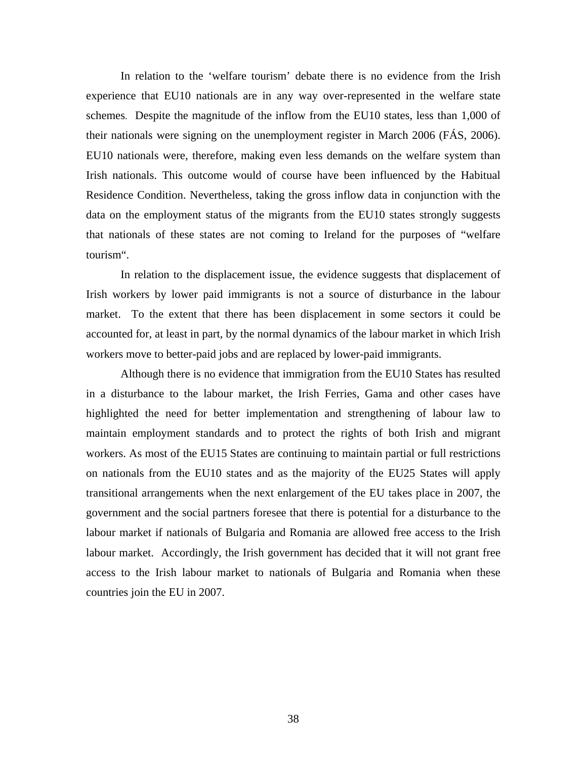In relation to the 'welfare tourism' debate there is no evidence from the Irish experience that EU10 nationals are in any way over-represented in the welfare state schemes. Despite the magnitude of the inflow from the EU10 states, less than 1,000 of their nationals were signing on the unemployment register in March 2006 (FÁS, 2006). EU10 nationals were, therefore, making even less demands on the welfare system than Irish nationals. This outcome would of course have been influenced by the Habitual Residence Condition. Nevertheless, taking the gross inflow data in conjunction with the data on the employment status of the migrants from the EU10 states strongly suggests that nationals of these states are not coming to Ireland for the purposes of "welfare tourism".

In relation to the displacement issue, the evidence suggests that displacement of Irish workers by lower paid immigrants is not a source of disturbance in the labour market. To the extent that there has been displacement in some sectors it could be accounted for, at least in part, by the normal dynamics of the labour market in which Irish workers move to better-paid jobs and are replaced by lower-paid immigrants.

Although there is no evidence that immigration from the EU10 States has resulted in a disturbance to the labour market, the Irish Ferries, Gama and other cases have highlighted the need for better implementation and strengthening of labour law to maintain employment standards and to protect the rights of both Irish and migrant workers. As most of the EU15 States are continuing to maintain partial or full restrictions on nationals from the EU10 states and as the majority of the EU25 States will apply transitional arrangements when the next enlargement of the EU takes place in 2007, the government and the social partners foresee that there is potential for a disturbance to the labour market if nationals of Bulgaria and Romania are allowed free access to the Irish labour market. Accordingly, the Irish government has decided that it will not grant free access to the Irish labour market to nationals of Bulgaria and Romania when these countries join the EU in 2007.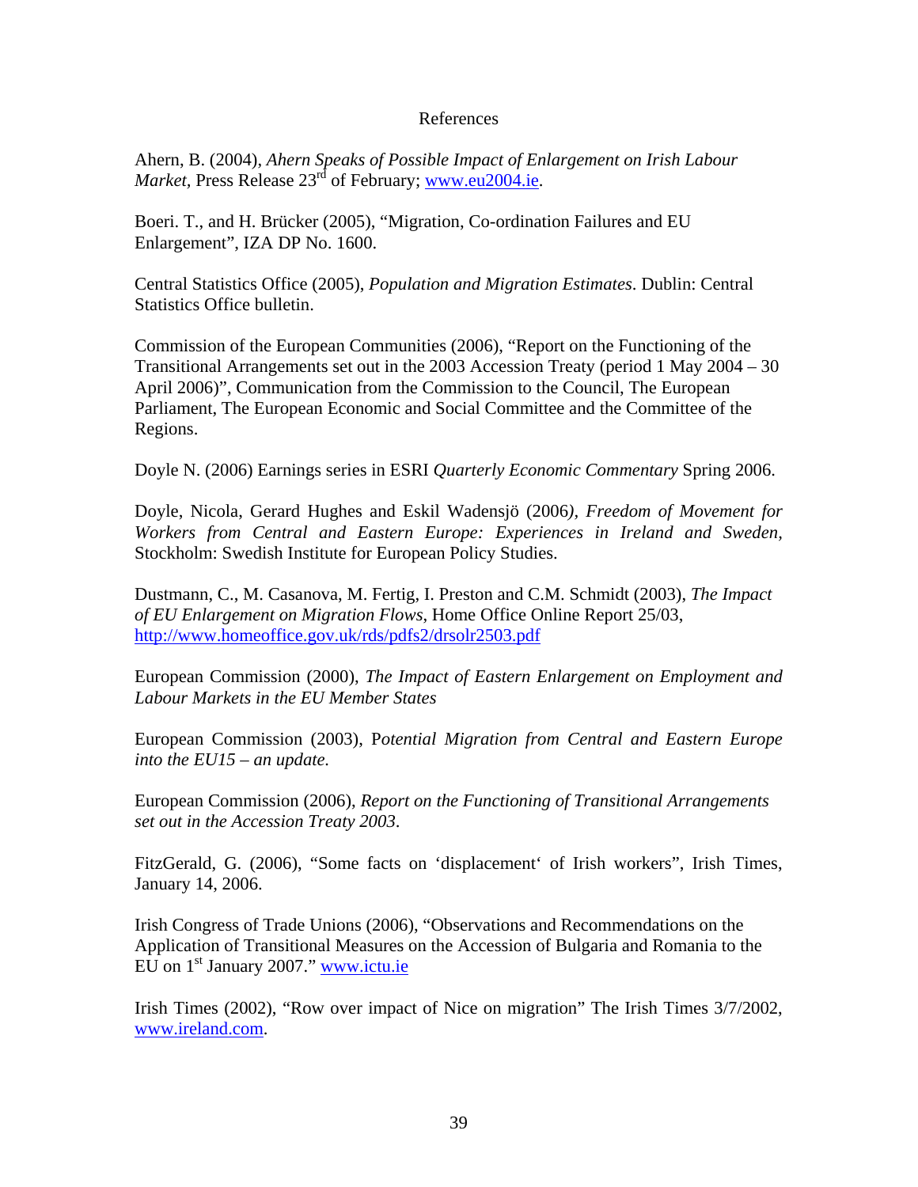# References

Ahern, B. (2004), *Ahern Speaks of Possible Impact of Enlargement on Irish Labour Market*, Press Release 23rd of February; www.eu2004.ie.

Boeri. T., and H. Brücker (2005), "Migration, Co-ordination Failures and EU Enlargement", IZA DP No. 1600.

Central Statistics Office (2005), *Population and Migration Estimates*. Dublin: Central Statistics Office bulletin.

Commission of the European Communities (2006), "Report on the Functioning of the Transitional Arrangements set out in the 2003 Accession Treaty (period 1 May 2004 – 30 April 2006)", Communication from the Commission to the Council, The European Parliament, The European Economic and Social Committee and the Committee of the Regions.

Doyle N. (2006) Earnings series in ESRI *Quarterly Economic Commentary* Spring 2006.

Doyle, Nicola, Gerard Hughes and Eskil Wadensjö (2006), *Freedom of Movement for Workers from Central and Eastern Europe: Experiences in Ireland and Sweden*, Stockholm: Swedish Institute for European Policy Studies.

Dustmann, C., M. Casanova, M. Fertig, I. Preston and C.M. Schmidt (2003), *The Impact of EU Enlargement on Migration Flows*, Home Office Online Report 25/03, http://www.homeoffice.gov.uk/rds/pdfs2/drsolr2503.pdf

European Commission (2000), *The Impact of Eastern Enlargement on Employment and Labour Markets in the EU Member States*

European Commission (2003), P*otential Migration from Central and Eastern Europe into the EU15 – an update.*

European Commission (2006), *Report on the Functioning of Transitional Arrangements set out in the Accession Treaty 2003*.

FitzGerald, G. (2006), "Some facts on 'displacement' of Irish workers", Irish Times, January 14, 2006.

Irish Congress of Trade Unions (2006), "Observations and Recommendations on the Application of Transitional Measures on the Accession of Bulgaria and Romania to the EU on 1st January 2007." www.ictu.ie

Irish Times (2002), "Row over impact of Nice on migration" The Irish Times 3/7/2002, www.ireland.com.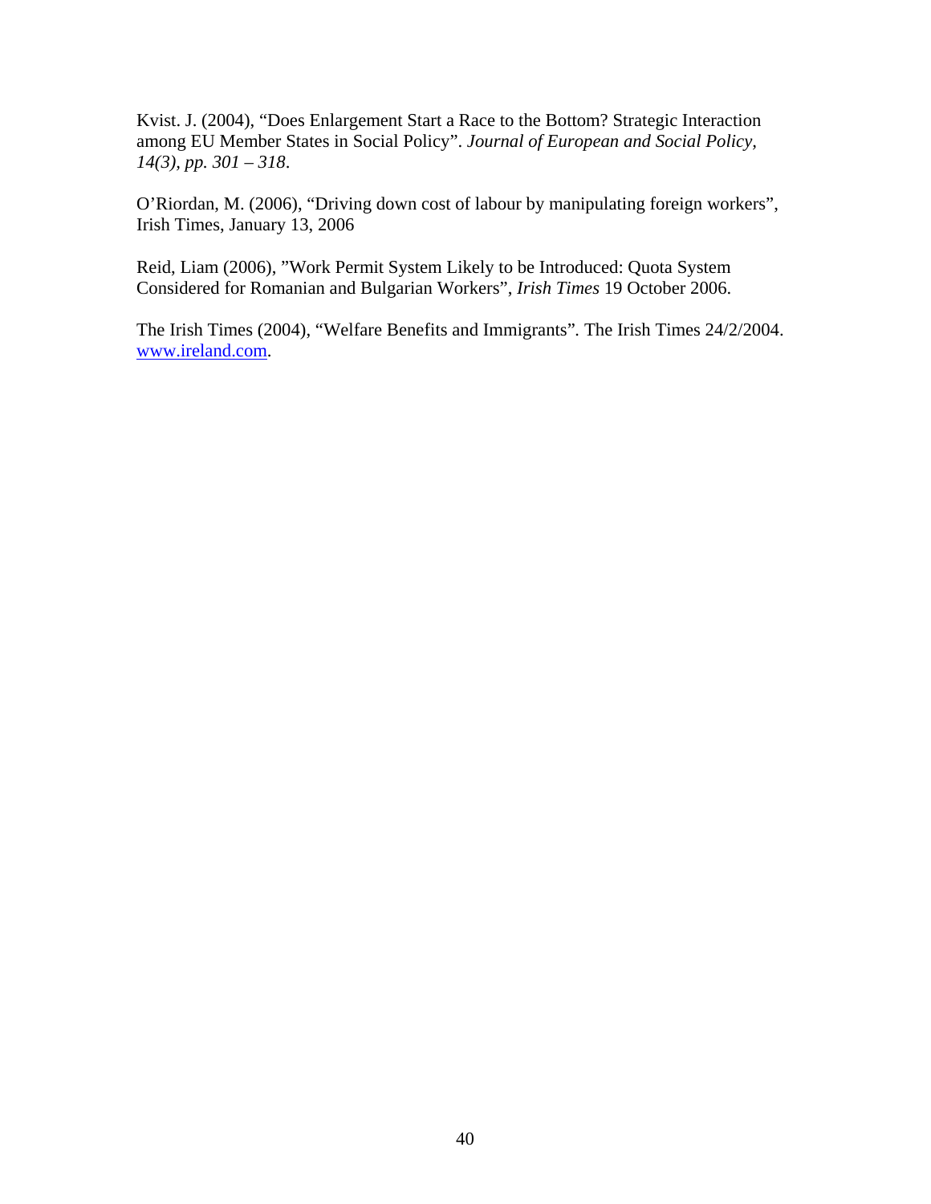Kvist. J. (2004), "Does Enlargement Start a Race to the Bottom? Strategic Interaction among EU Member States in Social Policy". *Journal of European and Social Policy, 14(3), pp. 301 – 318*.

O'Riordan, M. (2006), "Driving down cost of labour by manipulating foreign workers", Irish Times, January 13, 2006

Reid, Liam (2006), "Work Permit System Likely to be Introduced: Quota System Considered for Romanian and Bulgarian Workers", *Irish Times* 19 October 2006.

The Irish Times (2004), "Welfare Benefits and Immigrants". The Irish Times 24/2/2004. www.ireland.com.